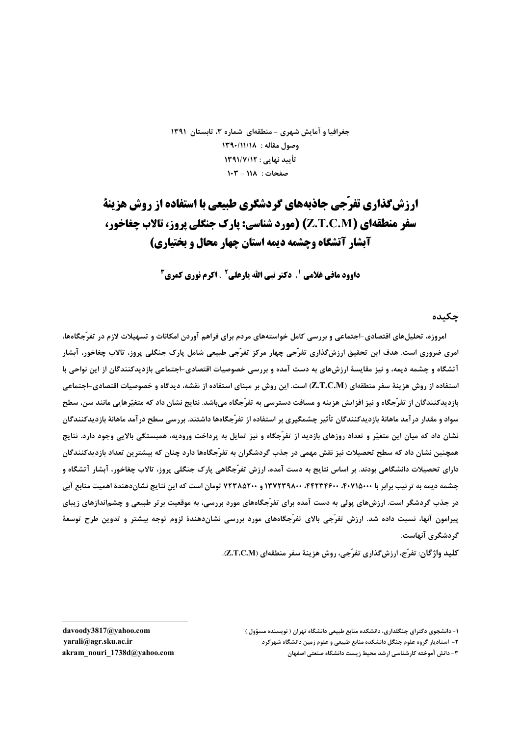جغرافیا و آمایش شهری - منطقه‌ای  شماره ۳، تابستان ۱۳۹۱
وصول مقاله : ۱۳۹۰/۱۱/۱۸
تأیید نهایی : ۱۳۹۱/۷/۱۲
صفحات : ۱۱۸ - ۱۰۳

# ارزش‌گذاری تفرّجی جاذبه‌های گردشگری طبیعی با استفاده از روش هزینهٔ سفر منطقه‌ای (Z.T.C.M) (مورد شناسی: پارک جنگلی پروز، تالاب چغاخور، آبشار آتشگاه وچشمه دیمه استان چهار محال و بختیاری)

**داوود مافی غلامی [۱]، دکتر نبی الله یارعلی [۲] ، اکرم نوری کمری [۳]**

## چکیده

امروزه، تحلیل‌های اقتصادی-اجتماعی و بررسی کامل خواسته‌های مردم برای فراهم آوردن امکانات و تسهیلات لازم در تفرّجگاه‌ها، امری ضروری است. هدف این تحقیق ارزش‌گذاری تفرّجی چهار مرکز تفرّجی طبیعی شامل پارک جنگلی پروز، تالاب چغاخور، آبشار آتشگاه و چشمه دیمه، و نیز مقایسهٔ ارزش‌های به دست آمده و بررسی خصوصیات اقتصادی-اجتماعی بازدیدکنندگان از این نواحی با استفاده از روش هزینهٔ سفر منطقه‌ای (Z.T.C.M) است. این روش بر مبنای استفاده از نقشه، دیدگاه و خصوصیات اقتصادی-اجتماعی بازدیدکنندگان از تفرّجگاه و نیز افزایش هزینه و مسافت دسترسی به تفرّجگاه می‌باشد. نتایج نشان داد که متغیّرهایی مانند سن، سطح سواد و مقدار درآمد ماهانهٔ بازدیدکنندگان تأثیر چشمگیری بر استفاده از تفرّجگاه‌ها داشتند. بررسی سطح درآمد ماهانهٔ بازدیدکنندگان نشان داد که میان این متغیّر و تعداد روزهای بازدید از تفرّجگاه و نیز تمایل به پرداخت ورودیه، همبستگی بالایی وجود دارد. نتایج همچنین نشان داد که سطح تحصیلات نیز نقش مهمی در جذب گردشگران به تفرّجگاه‌ها دارد چنان که بیشترین تعداد بازدیدکنندگان دارای تحصیلات دانشگاهی بودند. بر اساس نتایج به دست آمده، ارزش تفرّجگاهی پارک جنگلی پروز، تالاب چغاخور، آبشار آتشگاه و چشمه دیمه به ترتیب برابر با ۴۰۷۱۵۰۰۰، ۴۴۲۳۴۶۰۰، ۱۳۷۲۳۹۸۰۰ و ۷۲۳۸۵۲۰۰ تومان است که این نتایج نشان‌دهندهٔ اهمیت منابع آبی در جذب گردشگر است. ارزش‌های پولی به دست آمده برای تفرّجگاه‌های مورد بررسی، به موقعیت برتر طبیعی و چشم‌اندازهای زیبای پیرامون آنها، نسبت داده شد. ارزش تفرّجی بالای تفرّجگاه‌های مورد بررسی نشان‌دهندهٔ لزوم توجه بیشتر و تدوین طرح توسعهٔ گردشگری آنهاست.

**کلید واژگان**: تفرّج، ارزش‌گذاری تفرّجی، روش هزینهٔ سفر منطقه‌ای (Z.T.C.M).

---

۱- دانشجوی دکترای جنگلداری، دانشکده منابع طبیعی دانشگاه تهران ( نویسنده مسؤول ) davoody3817@yahoo.com

۲- استادیار گروه علوم جنگل دانشکده منابع طبیعی و علوم زمین دانشگاه شهرکرد yarali@agr.sku.ac.ir

۳- دانش آموخته کارشناسی ارشد محیط زیست دانشگاه صنعتی اصفهان akram_nouri_1738d@yahoo.com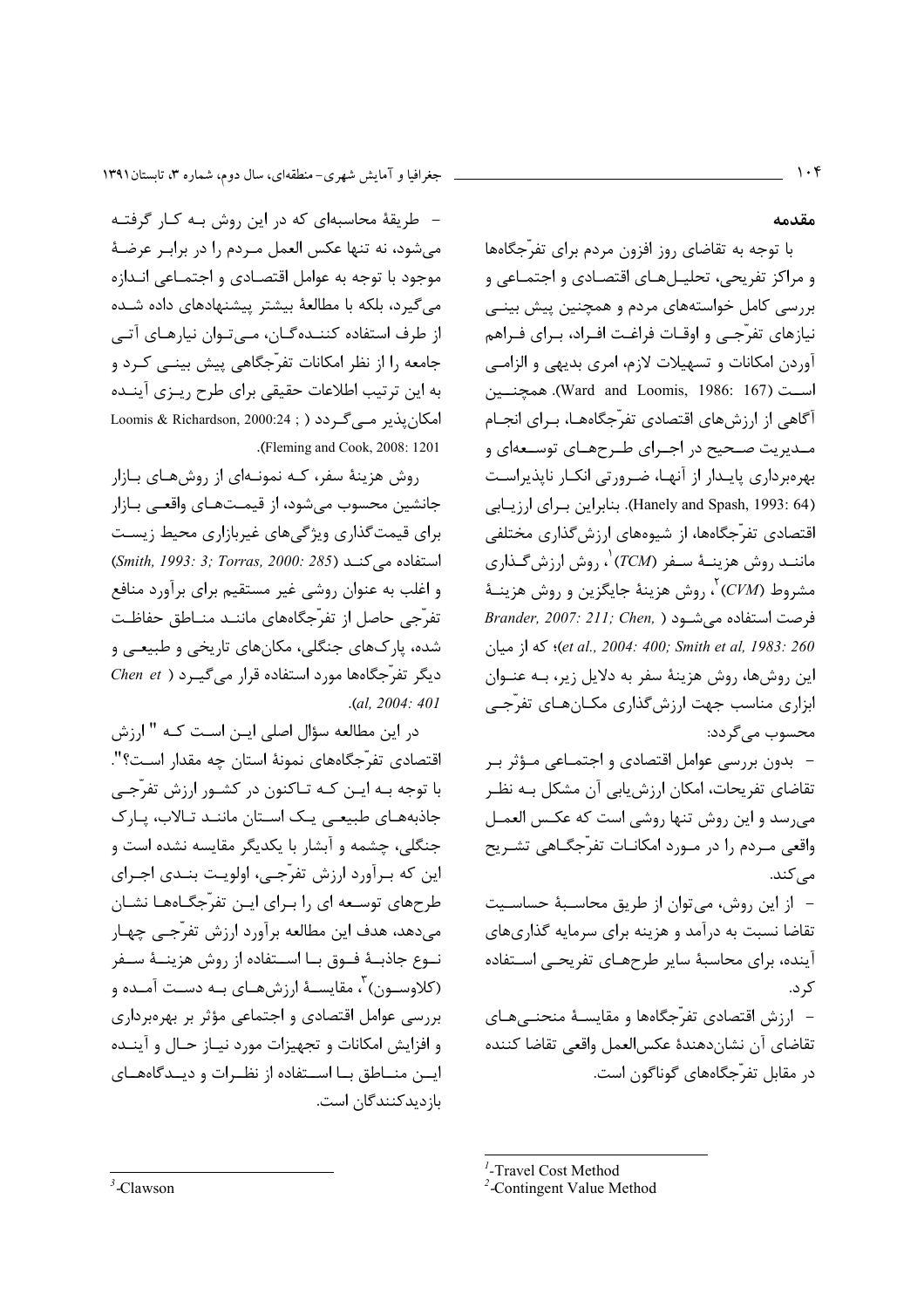## مقدمه

با توجه به تقاضای روز افزون مردم برای تفرّجگاه‌ها و مراکز تفریحی، تحلیل‌های اقتصادی و اجتماعی و بررسی کامل خواسته‌های مردم و همچنین پیش بینی نیازهای تفرّجی و اوقات فراغت افراد، برای فراهم آوردن امکانات و تسهیلات لازم، امری بدیهی و الزامی است (Ward and Loomis, 1986: 167). همچنین آگاهی از ارزش‌های اقتصادی تفرّجگاه‌ها، برای انجام مدیریت صحیح در اجرای طرح‌های توسعه‌ای و بهره‌برداری پایدار از آنها، ضرورتی انکار ناپذیراست (Hanely and Spash, 1993: 64). بنابراین برای ارزیابی اقتصادی تفرّجگاه‌ها، از شیوه‌های ارزش‌گذاری مختلفی مانند روش هزینهٔ سفر (*TCM*)[1]، روش ارزش‌گذاری مشروط (*CVM*)[2]، روش هزینهٔ جایگزین و روش هزینهٔ فرصت استفاده می‌شود (*Brander, 2007: 211; Chen, et al., 2004: 400; Smith et al, 1983: 260*)؛ که از میان این روش‌ها، روش هزینهٔ سفر به دلایل زیر، به عنوان ابزاری مناسب جهت ارزش‌گذاری مکان‌های تفرّجی محسوب می‌گردد:

- بدون بررسی عوامل اقتصادی و اجتماعی مؤثر بر تقاضای تفریحات، امکان ارزش‌یابی آن مشکل به نظر می‌رسد و این روش تنها روشی است که عکس العمل واقعی مردم را در مورد امکانات تفرّجگاهی تشریح می‌کند.
- از این روش، می‌توان از طریق محاسبهٔ حساسیت تقاضا نسبت به درآمد و هزینه برای سرمایه گذاری‌های آینده، برای محاسبهٔ سایر طرح‌های تفریحی استفاده کرد.
- ارزش اقتصادی تفرّجگاه‌ها و مقایسهٔ منحنی‌های تقاضای آن نشان‌دهندهٔ عکس‌العمل واقعی تقاضا کننده در مقابل تفرّجگاه‌های گوناگون است.
- طریقهٔ محاسبه‌ای که در این روش به کار گرفته می‌شود، نه تنها عکس العمل مردم را در برابر عرضهٔ موجود با توجه به عوامل اقتصادی و اجتماعی اندازه می‌گیرد، بلکه با مطالعهٔ بیشتر پیشنهادهای داده شده از طرف استفاده کنندگان، می‌توان نیازهای آتی جامعه را از نظر امکانات تفرّجگاهی پیش بینی کرد و به این ترتیب اطلاعات حقیقی برای طرح ریزی آینده امکان‌پذیر می‌گردد (Loomis & Richardson, 2000:24 ; Fleming and Cook, 2008: 1201).

روش هزینهٔ سفر، که نمونه‌ای از روش‌های بازار جانشین محسوب می‌شود، از قیمت‌های واقعی بازار برای قیمت‌گذاری ویژگی‌های غیربازاری محیط زیست استفاده می‌کند (*Smith, 1993: 3; Torras, 2000: 285*) و اغلب به عنوان روشی غیر مستقیم برای برآورد منافع تفرّجی حاصل از تفرّجگاه‌های مانند مناطق حفاظت شده، پارک‌های جنگلی، مکان‌های تاریخی و طبیعی و دیگر تفرّجگاه‌ها مورد استفاده قرار می‌گیرد (*Chen et al, 2004: 401*).

در این مطالعه سؤال اصلی این است که " ارزش اقتصادی تفرّجگاه‌های نمونهٔ استان چه مقدار است؟". با توجه به این که تاکنون در کشور ارزش تفرّجی جاذبه‌های طبیعی یک استان مانند تالاب، پارک جنگلی، چشمه و آبشار با یکدیگر مقایسه نشده است و این که برآورد ارزش تفرّجی، اولویت بندی اجرای طرح‌های توسعه ای را برای این تفرّجگاه‌ها نشان می‌دهد، هدف این مطالعه برآورد ارزش تفرّجی چهار نوع جاذبهٔ فوق با استفاده از روش هزینهٔ سفر (کلاوسون)[3]، مقایسهٔ ارزش‌های به دست آمده و بررسی عوامل اقتصادی و اجتماعی مؤثر بر بهره‌برداری و افزایش امکانات و تجهیزات مورد نیاز حال و آینده این مناطق با استفاده از نظرات و دیدگاه‌های بازدیدکنندگان است.

---

[1]-Travel Cost Method

[2]-Contingent Value Method

[3]-Clawson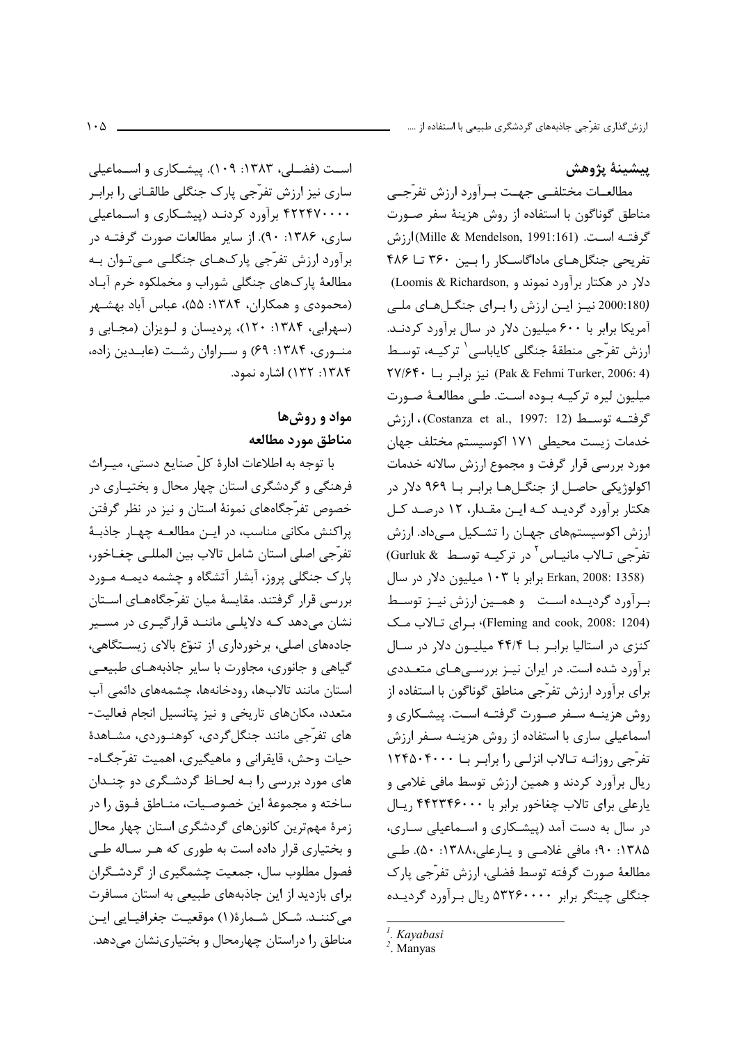## پیشینهٔ پژوهش

مطالعــات مختلفــی جهــت بــرآورد ارزش تفرّجــی مناطق گوناگون با استفاده از روش هزینهٔ سفر صــورت گرفتــه اســت. (Mille & Mendelson, 1991:161) ارزش تفریحی جنگل‌هـای ماداگاسـکار را بـین ۳۶۰ تـا ۴۸۶ دلار در هکتار برآورد نمودند و Loomis & Richardson, 2000:180) نیـز ایـن ارزش را بـرای جنگـل‌هـای ملـی آمریکا برابر با ۶۰۰ میلیون دلار در سال برآورد کردنـد. ارزش تفرّجی منطقهٔ جنگلی کایاباسی[1] ترکیــه، توسـط (Pak & Fehmi Turker, 2006: 4) نیز برابـر بـا ۲۷/۶۴۰ میلیون لیره ترکیـه بـوده اسـت. طـی مطالعـهٔ صـورت گرفتـه توسـط (Costanza et al., 1997: 12)، ارزش خدمات زیست محیطی ۱۷۱ اکوسیستم مختلف جهان مورد بررسی قرار گرفت و مجموع ارزش سالانه خدمات اکولوژیکی حاصـل از جنگـل‌هـا برابـر بـا ۹۶۹ دلار در هکتار برآورد گردیـد کـه ایـن مقـدار، ۱۲ درصـد کـل ارزش اکوسیستم‌های جهـان را تشـکیل مـی‌داد. ارزش تفرّجی تـالاب مانیـاس[2] در ترکیــه توسـط Gurluk & Erkan, 2008: 1358) برابر با ۱۰۳ میلیون دلار در سال بـرآورد گردیـده اسـت و همـین ارزش نیـز توسـط (Fleming and cook, 2008: 1204)، بـرای تـالاب مـک کنزی در استالیا برابـر بـا ۴۴/۴ میلیـون دلار در سـال برآورد شده است. در ایران نیـز بررسـی‌هـای متعـددی برای برآورد ارزش تفرّجی مناطق گوناگون با استفاده از روش هزینـه سـفر صـورت گرفتـه اسـت. پیشـکاری و اسماعیلی ساری با استفاده از روش هزینـه سـفر ارزش تفرّجی روزانـه تـالاب انزلـی را برابـر بـا ۱۲۴۵۰۴۰۰۰ ریال برآورد کردند و همین ارزش توسط مافی غلامی و یارعلی برای تالاب چغاخور برابر با ۴۴۲۳۴۶۰۰۰ ریـال در سال به دست آمد (پیشـکاری و اسـماعیلی سـاری، ۱۳۸۵: ۹۰؛ مافی غلامـی و یـارعلی،۱۳۸۸: ۵۰). طـی مطالعهٔ صورت گرفته توسط فضلی، ارزش تفرّجی پارک جنگلی چیتگر برابر ۵۳۲۶۰۰۰۰ ریال بـرآورد گردیـده اسـت (فضـلی، ۱۳۸۳: ۱۰۹). پیشـکاری و اسـماعیلی ساری نیز ارزش تفرّجی پارک جنگلی طالقـانی را برابـر ۴۲۲۴۷۰۰۰۰ برآورد کردنـد (پیشـکاری و اسـماعیلی ساری، ۱۳۸۶: ۹۰). از سایر مطالعات صورت گرفتـه در برآورد ارزش تفرّجی پارک‌هـای جنگلـی مـی‌تـوان بـه مطالعهٔ پارک‌های جنگلی شوراب و مخملکوه خرم آبـاد (محمودی و همکاران، ۱۳۸۴: ۵۵)، عباس آباد بهشـهر (سهرابی، ۱۳۸۴: ۱۲۰)، پردیسان و لـویزان (مجـابی و منـوری، ۱۳۸۴: ۶۹) و سـراوان رشـت (عابـدین زاده، ۱۳۸۴: ۱۳۲) اشاره نمود.

## مواد و روش‌ها

### مناطق مورد مطالعه

با توجه به اطلاعات ادارهٔ کلّ صنایع دستی، میـراث فرهنگی و گردشگری استان چهار محال و بختیـاری در خصوص تفرّجگاه‌های نمونهٔ استان و نیز در نظر گرفتن پراکنش مکانی مناسب، در ایـن مطالعـه چهـار جاذبـهٔ تفرّجی اصلی استان شامل تالاب بین المللـی چغـاخور، پارک جنگلی پروز، آبشار آتشگاه و چشمه دیمـه مـورد بررسی قرار گرفتند. مقایسهٔ میان تفرّجگاه‌هـای اسـتان نشان می‌دهد کـه دلایلـی ماننـد قرارگیـری در مسـیر جاده‌های اصلی، برخورداری از تنوّع بالای زیسـتگاهی، گیاهی و جانوری، مجاورت با سایر جاذبه‌هـای طبیعـی استان مانند تالاب‌ها، رودخانه‌ها، چشمه‌های دائمی آب متعدد، مکان‌های تاریخی و نیز پتانسیل انجام فعالیت‌-های تفرّجی مانند جنگل‌گردی، کوهنـوردی، مشـاهدهٔ حیات وحش، قایقرانی و ماهیگیری، اهمیت تفرّجگـاه‌-های مورد بررسی را بـه لحـاظ گردشـگری دو چنـدان ساخته و مجموعهٔ این خصوصـیات، منـاطق فـوق را در زمرهٔ مهم‌ترین کانون‌های گردشگری استان چهار محال و بختیاری قرار داده است به طوری که هـر سـاله طـی فصول مطلوب سال، جمعیت چشمگیری از گردشـگران برای بازدید از این جاذبه‌های طبیعی به استان مسافرت می‌کننـد. شـکل شـمارهٔ(۱) موقعیـت جغرافیـایی ایـن مناطق را دراستان چهارمحال و بختیاری‌نشان می‌دهد.

---

[1]. Kayabasi

[2]. Manyas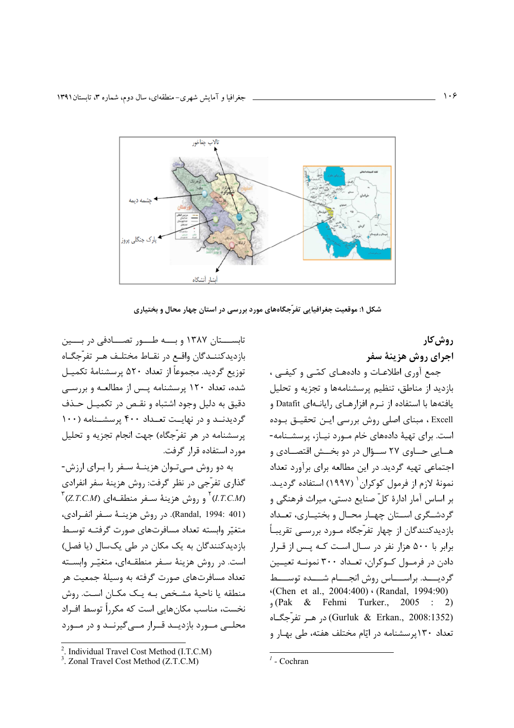تالاب چغاخور

چشمه دیمه

پارک جنگلی پرور

آبشار آتشگاه

شکل ۱: موقعیت جغرافیایی تفرّجگاه‌های مورد بررسی در استان چهار محال و بختیاری

## روش‌کار

### اجرای روش هزینهٔ سفر

جمع آوری اطلاعات و داده‌های کمّی و کیفی ، بازدید از مناطق، تنظیم پرسشنامه‌ها و تجزیه و تحلیل یافته‌ها با استفاده از نرم افزارهای رایانه‌ای Datafit و Excell ، مبنای اصلی روش بررسی این تحقیق بوده است. برای تهیهٔ داده‌های خام مورد نیاز، پرسشنامه‌هایی حاوی ۲۷ سؤال در دو بخش اقتصادی و اجتماعی تهیه گردید. در این مطالعه برای برآورد تعداد نمونهٔ لازم از فرمول کوکران[1] (۱۹۹۷) استفاده گردید. بر اساس آمار ادارهٔ کلّ صنایع دستی، میراث فرهنگی و گردشگری استان چهار محال و بختیاری، تعداد بازدیدکنندگان از چهار تفرّجگاه مورد بررسی تقریباً برابر با ۵۰۰ هزار نفر در سال است که پس از قرار دادن در فرمول کوکران، تعداد ۳۰۰ نمونه تعیین گردید. براساس روش انجام شده توسط (Randal, 1994:90) ، (Chen et al., 2004:400)، (Pak & Fehmi Turker., 2005 : 2) و (Gurluk & Erkan., 2008:1352) در هر تفرّجگاه تعداد ۱۳۰پرسشنامه در ایّام مختلف هفته، طی بهار و تابستان ۱۳۸۷ و به طور تصادفی در بین بازدیدکنندگان واقع در نقاط مختلف هر تفرّجگاه توزیع گردید. مجموعاً از تعداد ۵۲۰ پرسشنامهٔ تکمیل شده، تعداد ۱۲۰ پرسشنامه پس از مطالعه و بررسی دقیق به دلیل وجود اشتباه و نقص در تکمیل حذف گردیدند و در نهایت تعداد ۴۰۰ پرسشنامه (۱۰۰ پرسشنامه در هر تفرّجگاه) جهت انجام تجزیه و تحلیل مورد استفاده قرار گرفت.

به دو روش می‌توان هزینهٔ سفر را برای ارزش‌گذاری تفرّجی در نظر گرفت: روش هزینهٔ سفر انفرادی (*I.T.C.M*)[2] و روش هزینهٔ سفر منطقه‌ای (*Z.T.C.M*)[3] (Randal, 1994: 401). در روش هزینهٔ سفر انفرادی، متغیّر وابسته تعداد مسافرت‌های صورت گرفته توسط بازدیدکنندگان به یک مکان در طی یک‌سال (یا فصل) است. در روش هزینهٔ سفر منطقه‌ای، متغیّر وابسته تعداد مسافرت‌های صورت گرفته به وسیلهٔ جمعیت هر منطقه یا ناحیهٔ مشخص به یک مکان است. روش نخست، مناسب مکان‌هایی است که مکرراً توسط افراد محلی مورد بازدید قرار می‌گیرند و در مورد

---

[1] - Cochran

[2]. Individual Travel Cost Method (I.T.C.M)

[3]. Zonal Travel Cost Method (Z.T.C.M)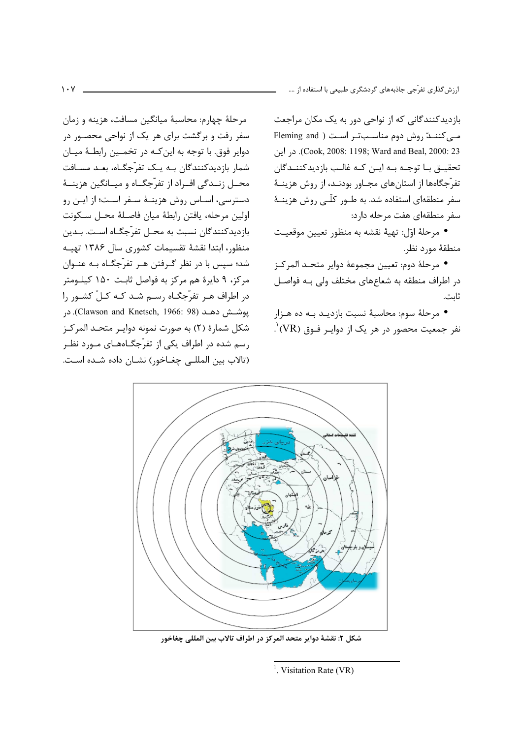بازدیدکنندگانی که از نواحی دور به یک مکان مراجعت می‌کنند روش دوم مناسب‌تر است (Fleming and Cook, 2008: 1198; Ward and Beal, 2000: 23). در این تحقیق با توجه به این که غالب بازدیدکنندگان تفرّجگاه‌ها از استان‌های مجاور بودند، از روش هزینهٔ سفر منطقه‌ای استفاده شد. به طور کلّی روش هزینهٔ سفر منطقه‌ای هفت مرحله دارد:

- مرحلهٔ اوّل: تهیهٔ نقشه به منظور تعیین موقعیت منطقهٔ مورد نظر.
- مرحلهٔ دوم: تعیین مجموعهٔ دوایر متحد المرکز در اطراف منطقه به شعاع‌های مختلف ولی به فواصل ثابت.
- مرحلهٔ سوم: محاسبهٔ نسبت بازدید به ده هزار نفر جمعیت محصور در هر یک از دوایر فوق (VR)[1].

مرحلهٔ چهارم: محاسبهٔ میانگین مسافت، هزینه و زمان سفر رفت و برگشت برای هر یک از نواحی محصور در دوایر فوق. با توجه به این‌که در تخمین رابطهٔ میان شمار بازدیدکنندگان به یک تفرّجگاه، بعد مسافت محل زندگی افراد از تفرّجگاه و میانگین هزینهٔ دسترسی، اساس روش هزینهٔ سفر است؛ از این رو اولین مرحله، یافتن رابطهٔ میان فاصلهٔ محل سکونت بازدیدکنندگان نسبت به محل تفرّجگاه است. بدین منظور، ابتدا نقشهٔ تقسیمات کشوری سال ۱۳۸۶ تهیه شد؛ سپس با در نظر گرفتن هر تفرّجگاه به عنوان مرکز، ۹ دایرهٔ هم مرکز به فواصل ثابت ۱۵۰ کیلومتر در اطراف هر تفرّجگاه رسم شد که کلّ کشور را پوشش دهد (Clawson and Knetsch, 1966: 98). در شکل شمارهٔ (۲) به صورت نمونه دوایر متحد المرکز رسم شده در اطراف یکی از تفرّجگاه‌های مورد نظر (تالاب بین المللی چغاخور) نشان داده شده است.

شکل ۲: نقشهٔ دوایر متحد المرکز در اطراف تالاب بین المللی چغاخور

[1]. Visitation Rate (VR)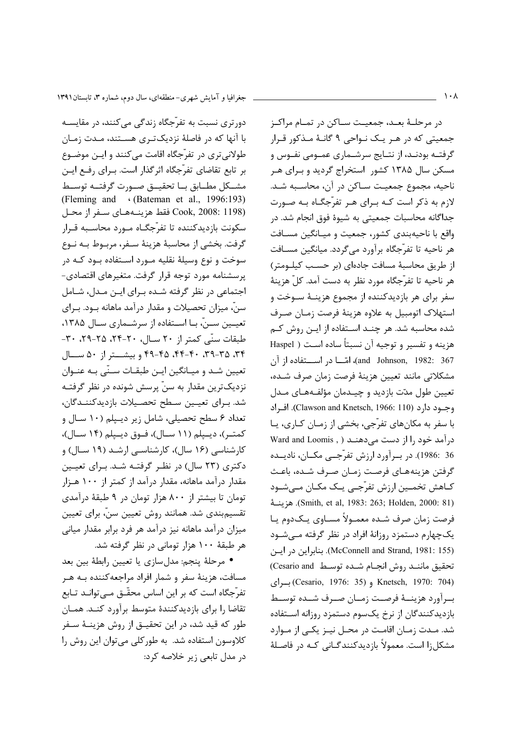در مرحلهٔ بعد، جمعیت ساکن در تمام مراکز جمعیتی که در هر یک نواحی ۹ گانهٔ مذکور قرار گرفته بودند، از نتایج سرشماری عمومی نفوس و مسکن سال ۱۳۸۵ کشور استخراج گردید و برای هر ناحیه، مجموع جمعیت ساکن در آن، محاسبه شد. لازم به ذکر است که برای هر تفرّجگاه به صورت جداگانه محاسبات جمعیتی به شیوهٔ فوق انجام شد. در واقع با ناحیه‌بندی کشور، جمعیت و میانگین مسافت هر ناحیه تا تفرّجگاه برآورد می‌گردد. میانگین مسافت از طریق محاسبهٔ مسافت جاده‌ای (بر حسب کیلومتر) هر ناحیه تا تفرّجگاه مورد نظر به دست آمد. کلّ هزینهٔ سفر برای هر بازدیدکننده از مجموع هزینهٔ سوخت و استهلاک اتومبیل به علاوه هزینهٔ فرصت زمان صرف شده محاسبه شد. هر چند استفاده از این روش کم هزینه و تفسیر و توجیه آن نسبتاً ساده است (Haspel and Johnson, 1982: 367)، امّا در استفاده از آن مشکلاتی مانند تعیین هزینهٔ فرصت زمان صرف شده، تعیین طول مدّت بازدید و چیدمان مؤلفه‌های مدل وجود دارد (Clawson and Knetsch, 1966: 110). افراد با سفر به مکان‌های تفرّجی، بخشی از زمان کاری، یا درآمد خود را از دست می‌دهند (Ward and Loomis , 1986: 36). در برآورد ارزش تفرّجی مکان، نادیده گرفتن هزینه‌های فرصت زمان صرف شده، باعث کاهش تخمین ارزش تفرّجی یک مکان می‌شود (Smith, et al, 1983: 263; Holden, 2000: 81). هزینهٔ فرصت زمان صرف شده معمولاً مساوی یک‌دوم یا یک‌چهارم دستمزد روزانهٔ افراد در نظر گرفته می‌شود (McConnell and Strand, 1981: 155). بنابراین در این تحقیق مانند روش انجام شده توسط (Cesario and Knetsch, 1970: 704) و (Cesario, 1976: 35) برای برآورد هزینهٔ فرصت زمان صرف شده توسط بازدیدکنندگان از نرخ یک‌سوم دستمزد روزانه استفاده شد. مدت زمان اقامت در محل نیز یکی از موارد مشکل‌زا است. معمولاً بازدیدکنندگانی که در فاصلهٔ دورتری نسبت به تفرّجگاه زندگی می‌کنند، در مقایسه با آنها که در فاصلهٔ نزدیک‌تری هستند، مدت زمان طولانی‌تری در تفرّجگاه اقامت می‌کنند و این موضوع بر تابع تقاضای تفرّجگاه اثرگذار است. برای رفع این مشکل مطابق با تحقیق صورت گرفته توسط (Bateman et al., 1996:193) ، (Fleming and Cook, 2008: 1198) فقط هزینه‌های سفر از محل سکونت بازدیدکننده تا تفرّجگاه مورد محاسبه قرار گرفت. بخشی از محاسبهٔ هزینهٔ سفر، مربوط به نوع سوخت و نوع وسیلهٔ نقلیه مورد استفاده بود که در پرسشنامه مورد توجه قرار گرفت. متغیرهای اقتصادی-اجتماعی در نظر گرفته شده برای این مدل، شامل سنّ، میزان تحصیلات و مقدار درآمد ماهانه بود. برای تعیین سنّ، با استفاده از سرشماری سال ۱۳۸۵، طبقات سنّی کمتر از ۲۰ سال، ۲۰-۲۴، ۲۵-۲۹، ۳۰-۳۴، ۳۵-۳۹، ۴۰-۴۴، ۴۵-۴۹ و بیشتر از ۵۰ سال تعیین شد و میانگین این طبقات سنّی به عنوان نزدیک‌ترین مقدار به سنّ پرسش شونده در نظر گرفته شد. برای تعیین سطح تحصیلات بازدیدکنندگان، تعداد ۶ سطح تحصیلی، شامل زیر دیپلم (۱۰ سال و کمتر)، دیپلم (۱۱ سال)، فوق دیپلم (۱۴ سال)، کارشناسی (۱۶ سال)، کارشناسی ارشد (۱۹ سال) و دکتری (۲۳ سال) در نظر گرفته شد. برای تعیین مقدار درآمد ماهانه، مقدار درآمد از کمتر از ۱۰۰ هزار تومان تا بیشتر از ۸۰۰ هزار تومان در ۹ طبقهٔ درآمدی تقسیم‌بندی شد. همانند روش تعیین سنّ، برای تعیین میزان درآمد ماهانه نیز درآمد هر فرد برابر مقدار میانی هر طبقهٔ ۱۰۰ هزار تومانی در نظر گرفته شد.

- مرحلهٔ پنجم: مدل‌سازی یا تعیین رابطهٔ بین بعد مسافت، هزینهٔ سفر و شمار افراد مراجعه‌کننده به هر تفرّجگاه است که بر این اساس محقّق می‌تواند تابع تقاضا را برای بازدیدکنندهٔ متوسط برآورد کند. همان طور که قید شد، در این تحقیق از روش هزینهٔ سفر کلاوسون استفاده شد. به طورکلی می‌توان این روش را در مدل تابعی زیر خلاصه کرد: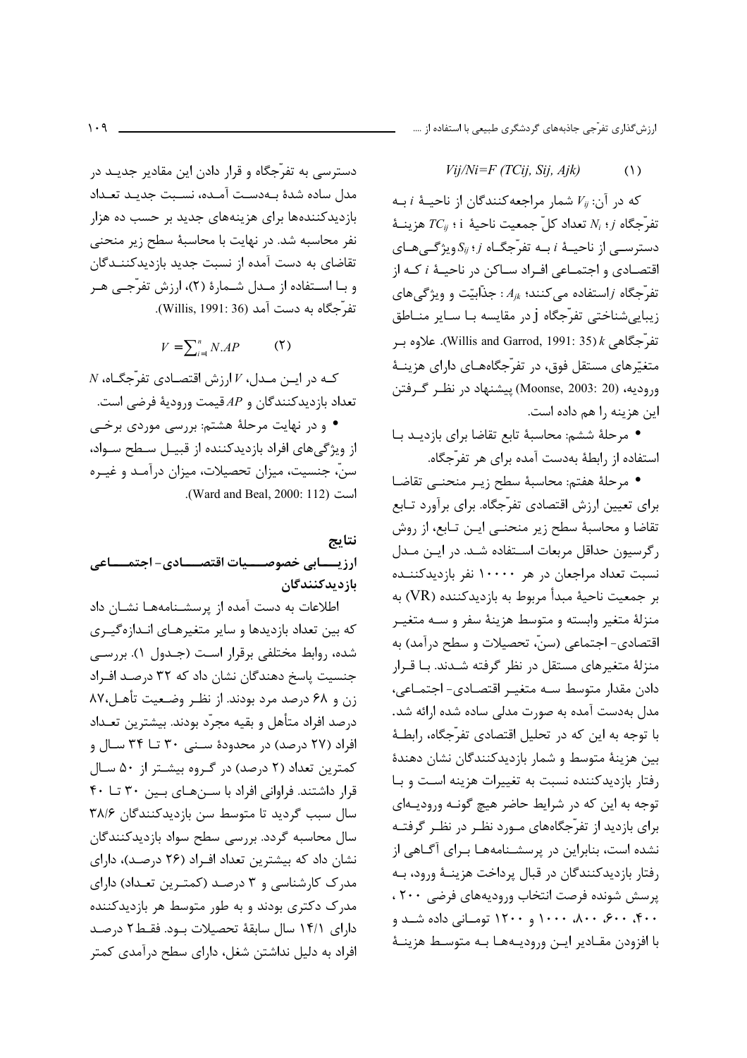$$Vij/Ni=F\ (TCij,\ Sij,\ Ajk) \qquad (1)$$

که در آن: $V_{ij}$ شمار مراجعه‌کنندگان از ناحیهٔ $i$ به تفرّجگاه $j$؛ $N_i$ تعداد کلّ جمعیت ناحیهٔ i ؛ $TC_{ij}$ هزینهٔ دسترسی از ناحیهٔ $i$ به تفرّجگاه $j$؛ $S_{ij}$ ویژگی‌های اقتصادی و اجتماعی افراد ساکن در ناحیهٔ $i$ که از تفرّجگاه $j$ استفاده می‌کنند؛ $A_{jk}$ : جذّابیّت و ویژگی‌های زیبایی‌شناختی تفرّجگاه j در مقایسه با سایر مناطق تفرّجگاهی $k$ (Willis and Garrod, 1991: 35). علاوه بر متغیّرهای مستقل فوق، در تفرّجگاه‌های دارای هزینهٔ ورودیه، (Moonse, 2003: 20) پیشنهاد در نظر گرفتن این هزینه را هم داده است.

- مرحلهٔ ششم: محاسبهٔ تابع تقاضا برای بازدید با استفاده از رابطهٔ به‌دست آمده برای هر تفرّجگاه.
- مرحلهٔ هفتم: محاسبهٔ سطح زیر منحنی تقاضا برای تعیین ارزش اقتصادی تفرّجگاه. برای برآورد تابع تقاضا و محاسبهٔ سطح زیر منحنی این تابع، از روش رگرسیون حداقل مربعات استفاده شد. در این مدل نسبت تعداد مراجعان در هر ۱۰۰۰۰ نفر بازدیدکننده بر جمعیت ناحیهٔ مبدأ مربوط به بازدیدکننده (VR) به منزلهٔ متغیر وابسته و متوسط هزینهٔ سفر و سه متغیر اقتصادی- اجتماعی (سنّ، تحصیلات و سطح درآمد) به منزلهٔ متغیرهای مستقل در نظر گرفته شدند. با قرار دادن مقدار متوسط سه متغیر اقتصادی- اجتماعی، مدل به‌دست آمده به صورت مدلی ساده شده ارائه شد. با توجه به این که در تحلیل اقتصادی تفرّجگاه، رابطهٔ بین هزینهٔ متوسط و شمار بازدیدکنندگان نشان دهندهٔ رفتار بازدیدکننده نسبت به تغییرات هزینه است و با توجه به این که در شرایط حاضر هیچ گونه ورودیه‌ای برای بازدید از تفرّجگاه‌های مورد نظر در نظر گرفته نشده است، بنابراین در پرسشنامه‌ها برای آگاهی از رفتار بازدیدکنندگان در قبال پرداخت هزینهٔ ورود، به پرسش شونده فرصت انتخاب ورودیه‌های فرضی ۲۰۰ ، ۴۰۰، ۶۰۰، ۸۰۰، ۱۰۰۰ و ۱۲۰۰ تومانی داده شد و با افزودن مقادیر این ورودیه‌ها به متوسط هزینهٔ دسترسی به تفرّجگاه و قرار دادن این مقادیر جدید در مدل ساده شدهٔ به‌دست آمده، نسبت جدید تعداد بازدیدکننده‌ها برای هزینه‌های جدید بر حسب ده هزار نفر محاسبه شد. در نهایت با محاسبهٔ سطح زیر منحنی تقاضای به دست آمده از نسبت جدید بازدیدکنندگان و با استفاده از مدل شمارهٔ (۲)، ارزش تفرّجی هر تفرّجگاه به دست آمد (Willis, 1991: 36).

$$V = \sum_{i=1}^{n} N.AP \qquad (2)$$

که در این مدل، $V$ ارزش اقتصادی تفرّجگاه، $N$ تعداد بازدیدکنندگان و $AP$ قیمت ورودیهٔ فرضی است.

- و در نهایت مرحلهٔ هشتم: بررسی موردی برخی از ویژگی‌های افراد بازدیدکننده از قبیل سطح سواد، سنّ، جنسیت، میزان تحصیلات، میزان درآمد و غیره است (Ward and Beal, 2000: 112).

## نتایج

### ارزیابی خصوصیات اقتصادی- اجتماعی بازدیدکنندگان

اطلاعات به دست آمده از پرسشنامه‌ها نشان داد که بین تعداد بازدیدها و سایر متغیرهای اندازه‌گیری شده، روابط مختلفی برقرار است (جدول ۱). بررسی جنسیت پاسخ دهندگان نشان داد که ۳۲ درصد افراد زن و ۶۸ درصد مرد بودند. از نظر وضعیت تأهل،۸۷ درصد افراد متأهل و بقیه مجرّد بودند. بیشترین تعداد افراد (۲۷ درصد) در محدودهٔ سنی ۳۰ تا ۳۴ سال و کمترین تعداد (۲ درصد) در گروه بیشتر از ۵۰ سال قرار داشتند. فراوانی افراد با سن‌های بین ۳۰ تا ۴۰ سال سبب گردید تا متوسط سن بازدیدکنندگان ۳۸/۶ سال محاسبه گردد. بررسی سطح سواد بازدیدکنندگان نشان داد که بیشترین تعداد افراد (۲۶ درصد)، دارای مدرک کارشناسی و ۳ درصد (کمترین تعداد) دارای مدرک دکتری بودند و به طور متوسط هر بازدیدکننده دارای ۱۴/۱ سال سابقهٔ تحصیلات بود. فقط۲ درصد افراد به دلیل نداشتن شغل، دارای سطح درآمدی کمتر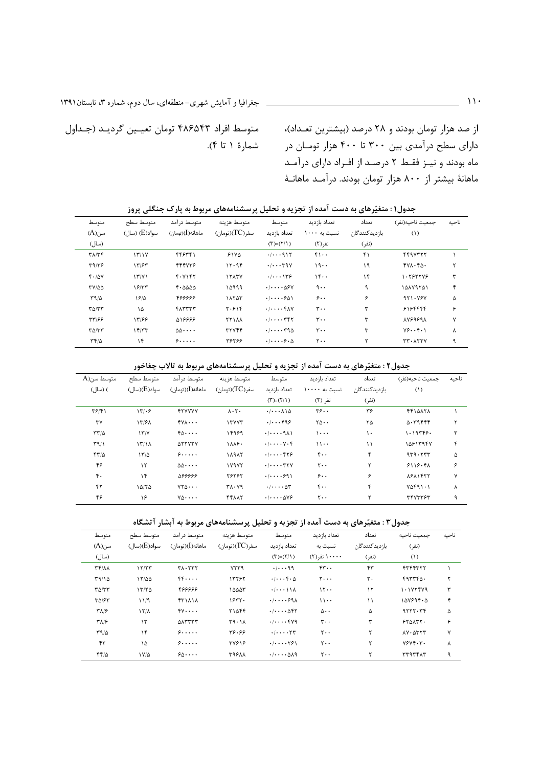از صد هزار تومان بودند و ۲۸ درصد (بیشترین تعـداد)، دارای سطح درآمدی بین ۳۰۰ تا ۴۰۰ هزار تومـان در ماه بودند و نیـز فقـط ۲ درصـد از افـراد دارای درآمـد ماهانهٔ بیشتر از ۸۰۰ هزار تومان بودند. درآمـد ماهانـهٔ متوسط افراد ۴۸۶۵۴۳ تومان تعیـین گردیـد (جـداول شمارهٔ ۱ تا ۴).

**جدول۱: متغیّرهای به دست آمده از تجزیه و تحلیل پرسشنامه‌های مربوط به پارک جنگلی پروز**

| ناحیه | جمعیت ناحیه(نفر) (۱) | تعداد بازدیدکنندگان (نفر) | تعداد بازدید نسبت به ۱۰۰۰ نفر(۲) | متوسط تعداد بازدید (۳)=(۲/۱) | متوسط هزینه سفر(TC)(تومان) | متوسط درآمد ماهانه(I)(تومان) | متوسط سطح سواد(E) (سال) | متوسط سن(A) (سال) |
|---|---|---|---|---|---|---|---|---|
| ۱ | ۴۴۹۷۳۲۲ | ۴۱ | ۴۱۰۰ | ۰/۰۰۰۹۱۲ | ۶۱۷۵ | ۴۴۶۳۴۱ | ۱۳/۱۷ | ۳۸/۳۴ |
| ۲ | ۴۷۸۰۴۵۰ | ۱۹ | ۱۹۰۰ | ۰/۰۰۰۳۹۷ | ۱۲۰۹۴ | ۴۴۴۷۳۶ | ۱۳/۶۳ | ۳۹/۳۶ |
| ۳ | ۱۰۲۶۲۷۷۶ | ۱۴ | ۱۴۰۰ | ۰/۰۰۰۱۳۶ | ۱۲۸۳۷ | ۴۰۷۱۴۲ | ۱۳/۷۱ | ۴۰/۵۷ |
| ۴ | ۱۵۸۷۹۲۵۱ | ۹ | ۹۰۰ | ۰/۰۰۰۰۵۶۷ | ۱۵۹۹۹ | ۴۰۵۵۵۵ | ۱۶/۳۳ | ۳۷/۵۵ |
| ۵ | ۹۳۱۰۷۶۷ | ۶ | ۶۰۰ | ۰/۰۰۰۰۶۵۱ | ۱۸۲۵۳ | ۴۶۶۶۶۶ | ۱۶/۵ | ۳۹/۵ |
| ۶ | ۶۱۶۴۴۴۴ | ۳ | ۳۰۰ | ۰/۰۰۰۰۴۸۷ | ۲۰۶۱۴ | ۴۸۳۳۳۳ | ۱۵ | ۳۵/۳۳ |
| ۷ | ۸۷۶۹۶۹۸ | ۳ | ۳۰۰ | ۰/۰۰۰۰۳۴۲ | ۲۲۱۸۸ | ۵۱۶۶۶۶ | ۱۳/۶۶ | ۳۳/۶۶ |
| ۸ | ۷۶۰۰۴۰۱ | ۳ | ۳۰۰ | ۰/۰۰۰۰۳۹۵ | ۳۲۷۴۴ | ۵۵۰۰۰۰ | ۱۴/۳۳ | ۳۵/۳۳ |
| ۹ | ۳۳۰۸۲۳۷ | ۲ | ۲۰۰ | ۰/۰۰۰۰۶۰۵ | ۳۶۲۶۶ | ۶۰۰۰۰۰ | ۱۴ | ۳۴/۵ |

**جدول۲: متغیّرهای به دست آمده از تجزیه و تحلیل پرسشنامه‌های مربوط به تالاب چغاخور**

| ناحیه | جمعیت ناحیه(نفر) (۱) | تعداد بازدیدکنندگان (نفر) | تعداد بازدید نسبت به ۱۰۰۰۰ نفر (۲) | متوسط تعداد بازدید (۳)=(۲/۱) | متوسط هزینه سفر(TC)(تومان) | متوسط درآمد ماهانه(I)(تومان) | متوسط سطح سواد(E)(سال) | متوسط سن(A) (سال) |
|---|---|---|---|---|---|---|---|---|
| ۱ | ۴۴۱۵۸۲۸ | ۳۶ | ۳۶۰۰ | ۰/۰۰۰۸۱۵ | ۸۰۲۰ | ۴۲۷۷۷۷ | ۱۳/۰۶ | ۳۶/۴۱ |
| ۲ | ۵۰۳۹۴۴۴ | ۲۵ | ۲۵۰۰ | ۰/۰۰۰۴۹۶ | ۱۳۷۷۳ | ۴۷۸۰۰۰ | ۱۳/۶۸ | ۳۷ |
| ۳ | ۱۰۱۹۳۴۶۰ | ۱۰ | ۱۰۰۰ | ۰/۰۰۰۰۹۸۱ | ۱۴۶۹۹ | ۴۵۰۰۰۰ | ۱۳/۷ | ۳۳/۵ |
| ۴ | ۱۵۶۱۳۹۴۷ | ۱۱ | ۱۱۰۰ | ۰/۰۰۰۰۷۰۴ | ۱۸۸۶۰ | ۵۲۷۷۲۷ | ۱۳/۱۸ | ۳۹/۱ |
| ۵ | ۹۳۹۰۲۳۳ | ۴ | ۴۰۰ | ۰/۰۰۰۰۴۲۶ | ۱۸۹۸۲ | ۶۰۰۰۰۰ | ۱۳/۵ | ۴۳/۵ |
| ۶ | ۶۱۱۶۰۴۸ | ۲ | ۲۰۰ | ۰/۰۰۰۰۳۲۷ | ۱۷۹۷۲ | ۵۵۰۰۰۰ | ۱۲ | ۴۶ |
| ۷ | ۸۶۸۱۴۲۲ | ۶ | ۶۰۰ | ۰/۰۰۰۰۶۹۱ | ۲۶۲۶۲ | ۵۶۶۶۶۶ | ۱۴ | ۴۰ |
| ۸ | ۷۵۴۹۱۰۱ | ۴ | ۴۰۰ | ۰/۰۰۰۰۵۳ | ۳۸۰۷۹ | ۷۲۵۰۰۰ | ۱۵/۲۵ | ۴۲ |
| ۹ | ۳۴۷۳۳۶۳ | ۲ | ۲۰۰ | ۰/۰۰۰۰۵۷۶ | ۴۴۸۸۲ | ۷۵۰۰۰۰ | ۱۶ | ۴۶ |

**جدول۳: متغیّرهای به دست آمده از تجزیه و تحلیل پرسشنامه‌های مربوط به آبشار آتشگاه**

| ناحیه | جمعیت ناحیه (نفر) (۱) | تعداد بازدیدکنندگان (نفر) | تعداد بازدید نسبت به ۱۰۰۰۰ نفر(۲) | متوسط تعداد بازدید (۳)=(۲/۱) | متوسط هزینه سفر(TC)(تومان) | متوسط درآمد ماهانه(I)(تومان) | متوسط سطح سواد(E)(سال) | متوسط سن(A) (سال) |
|---|---|---|---|---|---|---|---|---|
| ۱ | ۴۳۴۴۳۲۲ | ۴۳ | ۴۳۰۰ | ۰/۰۰۰۹۹ | ۷۲۳۹ | ۳۸۰۲۳۲ | ۱۲/۲۳ | ۳۴/۸۸ |
| ۲ | ۴۹۳۳۴۵۰ | ۲۰ | ۲۰۰۰ | ۰/۰۰۰۴۰۵ | ۱۳۲۶۲ | ۴۴۰۰۰۰ | ۱۲/۵۵ | ۳۹/۱۵ |
| ۳ | ۱۰۱۷۲۴۷۹ | ۱۲ | ۱۲۰۰ | ۰/۰۰۰۱۱۸ | ۱۵۵۵۳ | ۴۶۶۶۶۶ | ۱۳/۲۵ | ۳۵/۳۳ |
| ۴ | ۱۵۷۶۹۴۰۵ | ۱۱ | ۱۱۰۰ | ۰/۰۰۰۰۶۹۸ | ۱۶۳۲۰ | ۴۳۱۸۱۸ | ۱۱/۹ | ۳۵/۶۳ |
| ۵ | ۹۲۲۲۰۳۴ | ۵ | ۵۰۰ | ۰/۰۰۰۰۵۴۲ | ۲۱۵۴۴ | ۴۷۰۰۰۰ | ۱۲/۸ | ۳۸/۶ |
| ۶ | ۶۲۵۸۳۲۰ | ۳ | ۳۰۰ | ۰/۰۰۰۰۴۷۹ | ۲۹۰۱۸ | ۵۸۳۳۳۳ | ۱۳ | ۳۸/۶ |
| ۷ | ۸۷۰۵۳۳۳ | ۲ | ۲۰۰ | ۰/۰۰۰۰۲۳ | ۳۶۰۶۶ | ۶۰۰۰۰۰ | ۱۴ | ۳۹/۵ |
| ۸ | ۷۶۷۴۰۳۰ | ۲ | ۲۰۰ | ۰/۰۰۰۰۲۶۱ | ۳۷۶۱۶ | ۶۰۰۰۰۰ | ۱۵ | ۴۲ |
| ۹ | ۳۳۹۳۴۸۳ | ۲ | ۲۰۰ | ۰/۰۰۰۰۵۸۹ | ۳۹۶۸۸ | ۶۵۰۰۰۰ | ۱۷/۵ | ۴۴/۵ |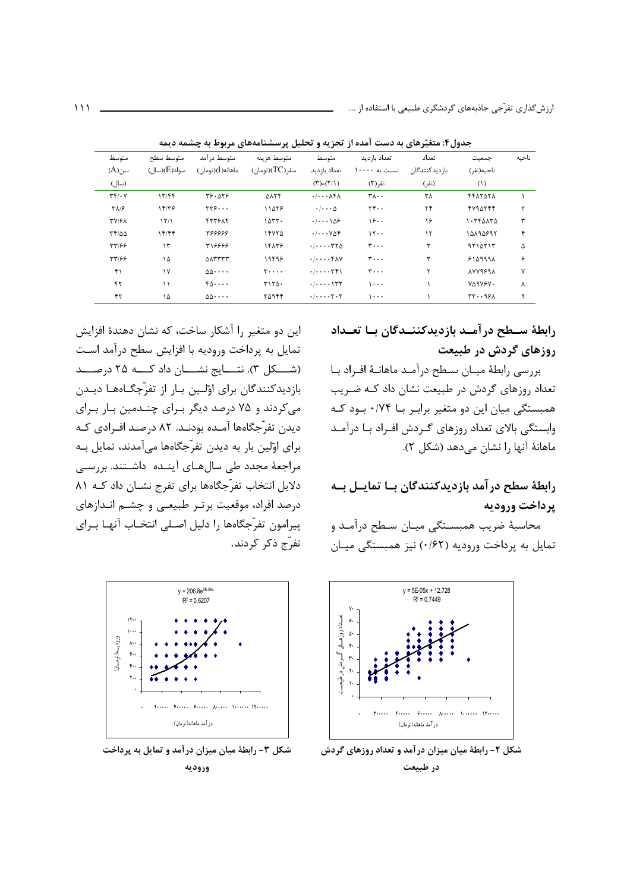**جدول ۴: متغیّرهای به دست آمده از تجزیه و تحلیل پرسشنامه‌های مربوط به چشمه دیمه**

| ناحیه | جمعیت ناحیه(نفر) (۱) | تعداد بازدیدکنندگان (نفر) | تعداد بازدید نسبت به ۱۰۰۰۰ نفر(۲) | متوسط تعداد بازدید (۳)=(۲/۱) | متوسط هزینه سفر(TC)(تومان) | متوسط درآمد ماهانه(I)(تومان) | متوسط سطح سواد(E)(سال) | متوسط سن(A) (سال) |
|---|---|---|---|---|---|---|---|---|
| ۱ | ۴۴۸۲۵۲۸ | ۳۸ | ۳۸۰۰ | ۰/۰۰۰۸۴۸ | ۵۸۲۴ | ۳۶۰۵۲۶ | ۱۲/۴۴ | ۳۴/۰۷ |
| ۲ | ۴۷۹۵۲۴۴ | ۲۴ | ۲۴۰۰ | ۰/۰۰۰۵ | ۱۱۵۲۶ | ۳۳۶۰۰۰ | ۱۴/۳۶ | ۳۸/۶ |
| ۳ | ۱۰۲۴۵۸۳۵ | ۱۶ | ۱۶۰۰ | ۰/۰۰۰۱۵۶ | ۱۵۳۲۰ | ۴۲۳۶۸۴ | ۱۲/۱ | ۳۷/۶۸ |
| ۴ | ۱۵۸۹۵۶۹۲ | ۱۲ | ۱۲۰۰ | ۰/۰۰۰۷۵۴ | ۱۴۷۲۵ | ۳۶۶۶۶۶ | ۱۴/۴۴ | ۳۴/۵۵ |
| ۵ | ۹۲۱۵۲۱۳ | ۳ | ۳۰۰۰ | ۰/۰۰۰۰۳۲۵ | ۱۴۸۳۶ | ۳۱۶۶۶۶ | ۱۳ | ۳۳/۶۶ |
| ۶ | ۶۱۵۹۹۹۸ | ۳ | ۳۰۰۰ | ۰/۰۰۰۰۴۸۷ | ۱۹۴۹۶ | ۵۸۳۳۳۳ | ۱۵ | ۳۳/۶۶ |
| ۷ | ۸۷۷۹۶۹۸ | ۲ | ۳۰۰۰ | ۰/۰۰۰۰۳۴۱ | ۳۰۰۰۰ | ۵۵۰۰۰۰ | ۱۷ | ۴۱ |
| ۸ | ۷۵۹۷۶۷۰ | ۱ | ۱۰۰۰ | ۰/۰۰۰۰۱۳۲ | ۳۱۲۵۰ | ۴۵۰۰۰۰ | ۱۱ | ۴۲ |
| ۹ | ۳۳۰۰۹۶۸ | ۱ | ۱۰۰۰ | ۰/۰۰۰۰۳۰۳ | ۳۵۹۴۴ | ۵۵۰۰۰۰ | ۱۵ | ۴۲ |

## رابطهٔ سطح درآمد بازدیدکنندگان با تعداد روزهای گردش در طبیعت

بررسی رابطهٔ میان سطح درآمد ماهانهٔ افراد با تعداد روزهای گردش در طبیعت نشان داد که ضریب همبستگی میان این دو متغیر برابر با ۰/۷۴ بود که وابستگی بالای تعداد روزهای گردش افراد با درآمد ماهانهٔ آنها را نشان می‌دهد (شکل ۲).

## رابطهٔ سطح درآمد بازدیدکنندگان با تمایل به پرداخت ورودیه

محاسبهٔ ضریب همبستگی میان سطح درآمد و تمایل به پرداخت ورودیه (۰/۶۲) نیز همبستگی میان این دو متغیر را آشکار ساخت، که نشان دهندهٔ افزایش تمایل به پرداخت ورودیه با افزایش سطح درآمد است (شکل ۳). نتایج نشان داد که ۲۵ درصد بازدیدکنندگان برای اوّلین بار از تفرّجگاه‌ها دیدن می‌کردند و ۷۵ درصد دیگر برای چندمین بار برای دیدن تفرّجگاه‌ها آمده بودند. ۸۲ درصد افرادی که برای اوّلین بار به دیدن تفرّجگاه‌ها می‌آمدند، تمایل به مراجعهٔ مجدد طی سال‌های آینده داشتند. بررسی دلایل انتخاب تفرّجگاه‌ها برای تفرج نشان داد که ۸۱ درصد افراد، موقعیت برتر طبیعی و چشم اندازهای پیرامون تفرّجگاه‌ها را دلیل اصلی انتخاب آنها برای تفرّج ذکر کردند.

y = 5E-05x + 12.728
$R^2$ = 0.7449

تعداد روزهای گردش در طبیعت

درآمد ماهانه(تومان)

شکل ۲- رابطهٔ میان میزان درآمد و تعداد روزهای گردش در طبیعت

y = 206.8e^{2E-06x}
$R^2$ = 0.6207

ورودیه(تومان)

درآمد ماهانه(تومان)

شکل ۳- رابطهٔ میان میزان درآمد و تمایل به پرداخت ورودیه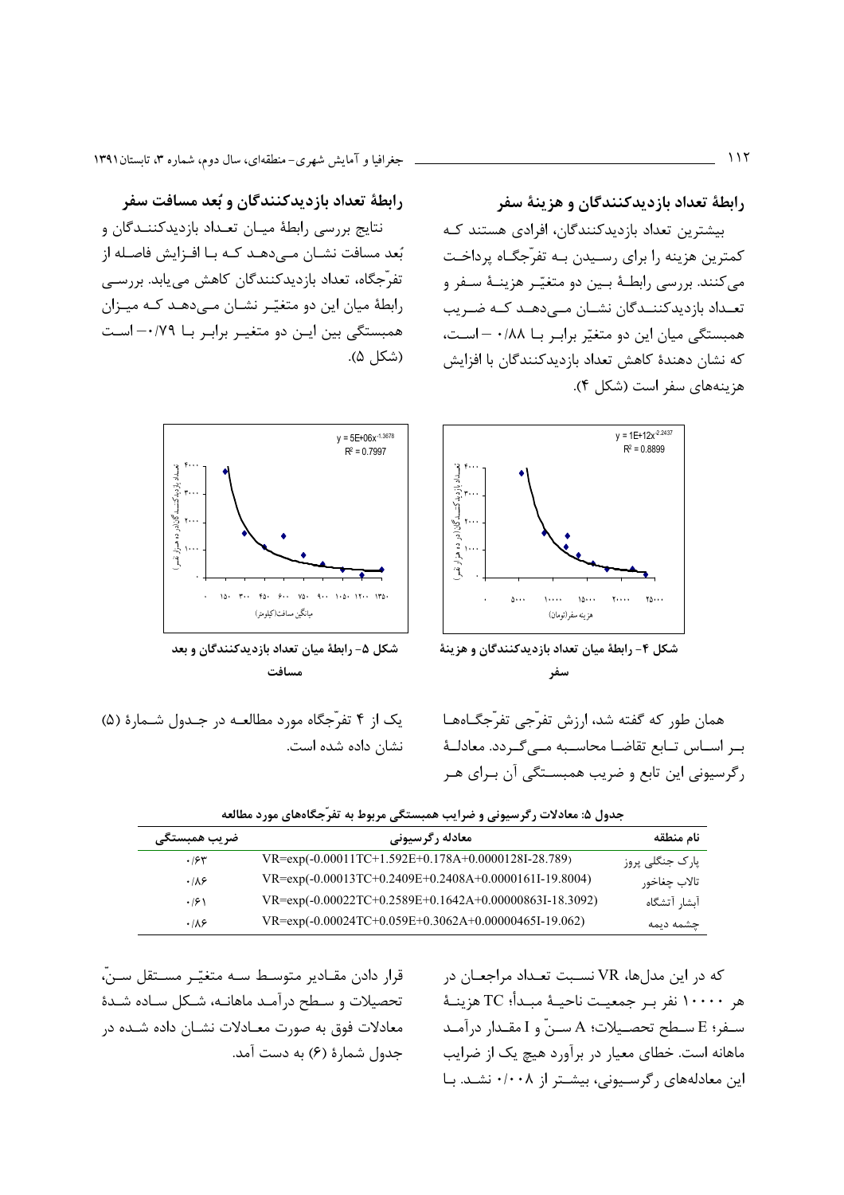### رابطهٔ تعداد بازدیدکنندگان و هزینهٔ سفر

بیشترین تعداد بازدیدکنندگان، افرادی هستند که کمترین هزینه را برای رسیدن به تفرّجگاه پرداخت می‌کنند. بررسی رابطهٔ بین دو متغیّر هزینهٔ سفر و تعداد بازدیدکنندگان نشان می‌دهد که ضریب همبستگی میان این دو متغیّر برابر با ۰/۸۸– است، که نشان دهندهٔ کاهش تعداد بازدیدکنندگان با افزایش هزینه‌های سفر است (شکل ۴).

### رابطهٔ تعداد بازدیدکنندگان و بُعد مسافت سفر

نتایج بررسی رابطهٔ میان تعداد بازدیدکنندگان و بُعد مسافت نشان می‌دهد که با افزایش فاصله از تفرّجگاه، تعداد بازدیدکنندگان کاهش می‌یابد. بررسی رابطهٔ میان این دو متغیّر نشان می‌دهد که میزان همبستگی بین این دو متغیر برابر با ۰/۷۹– است (شکل ۵).

$y = 1E+12x^{-2.2437}$

$R^2 = 0.8899$

شکل ۴- رابطهٔ میان تعداد بازدیدکنندگان و هزینهٔ سفر

$y = 5E+06x^{-1.3678}$

$R^2 = 0.7997$

شکل ۵- رابطهٔ میان تعداد بازدیدکنندگان و بعد مسافت

همان طور که گفته شد، ارزش تفرّجی تفرّجگاه‌ها بر اساس تابع تقاضا محاسبه می‌گردد. معادلهٔ رگرسیونی این تابع و ضریب همبستگی آن برای هر یک از ۴ تفرّجگاه مورد مطالعه در جدول شمارهٔ (۵) نشان داده شده است.

جدول ۵: معادلات رگرسیونی و ضرایب همبستگی مربوط به تفرّجگاه‌های مورد مطالعه

| نام منطقه | معادله رگرسیونی | ضریب همبستگی |
|---|---|---|
| پارک جنگلی پروز | VR=exp(-0.00011TC+1.592E+0.178A+0.0000128I-28.789) | ۰/۶۳ |
| تالاب چغاخور | VR=exp(-0.00013TC+0.2409E+0.2408A+0.0000161I-19.8004) | ۰/۸۶ |
| آبشار آتشگاه | VR=exp(-0.00022TC+0.2589E+0.1642A+0.00000863I-18.3092) | ۰/۶۱ |
| چشمه دیمه | VR=exp(-0.00024TC+0.059E+0.3062A+0.00000465I-19.062) | ۰/۸۶ |

که در این مدل‌ها، VR نسبت تعداد مراجعان در هر ۱۰۰۰۰ نفر بر جمعیت ناحیهٔ مبدأ؛ TC هزینهٔ سفر؛ E سطح تحصیلات؛ A سنّ و I مقدار درآمد ماهانه است. خطای معیار در برآورد هیچ یک از ضرایب این معادله‌های رگرسیونی، بیشتر از ۰/۰۰۸ نشد. با قرار دادن مقادیر متوسط سه متغیّر مستقل سنّ، تحصیلات و سطح درآمد ماهانه، شکل سادهٔ شدهٔ معادلات فوق به صورت معادلات نشان داده شده در جدول شمارهٔ (۶) به دست آمد.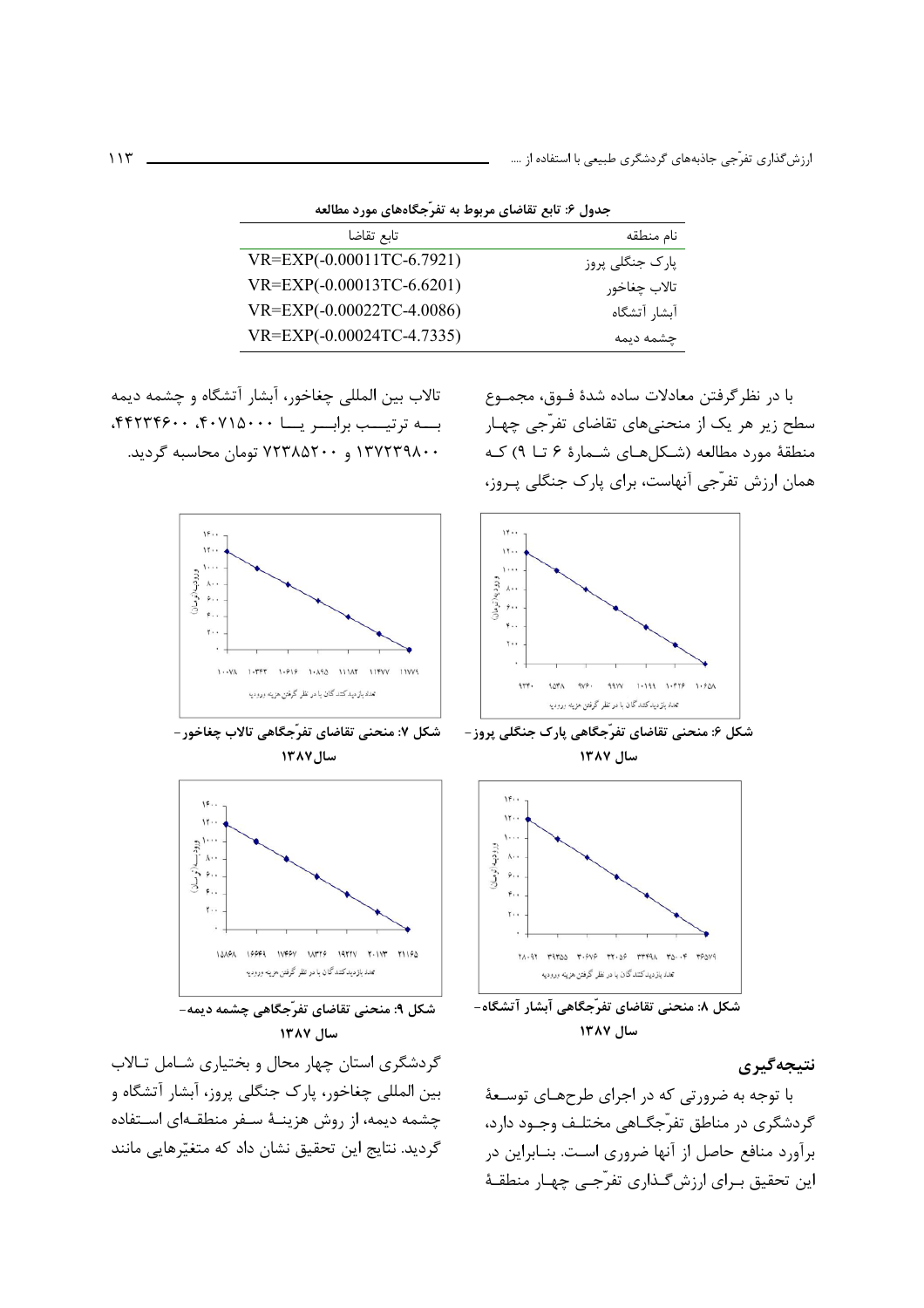**جدول ۶: تابع تقاضای مربوط به تفرّجگاه‌های مورد مطالعه**

| نام منطقه | تابع تقاضا |
|---|---|
| پارک جنگلی پروز | VR=EXP(-0.00011TC-6.7921) |
| تالاب چغاخور | VR=EXP(-0.00013TC-6.6201) |
| آبشار آتشگاه | VR=EXP(-0.00022TC-4.0086) |
| چشمه دیمه | VR=EXP(-0.00024TC-4.7335) |

با در نظرگرفتن معادلات ساده شدهٔ فوق، مجموع سطح زیر هر یک از منحنی‌های تقاضای تفرّجی چهار منطقهٔ مورد مطالعه (شکل‌های شمارهٔ ۶ تا ۹) که همان ارزش تفرّجی آنهاست، برای پارک جنگلی پروز، تالاب بین المللی چغاخور، آبشار آتشگاه و چشمه دیمه به ترتیب برابر با ۴۰۷۱۵۰۰۰، ۴۴۲۳۴۶۰۰، ۱۳۷۲۳۹۸۰۰ و ۷۲۳۸۵۲۰۰ تومان محاسبه گردید.

ورودیه (تومان)
۱۴۰۰ ۱۲۰۰ ۱۰۰۰ ۸۰۰ ۶۰۰ ۴۰۰ ۲۰۰ ۰
۹۳۳۰ ۹۵۳۸ ۹۷۶۰ ۹۹۱۷ ۱۰۱۹۹ ۱۰۴۲۶ ۱۰۶۵۸
تعداد بازدیدکنندگان با در نظر گرفتن هزینه ورودیه

شکل ۶: منحنی تقاضای تفرّجگاهی پارک جنگلی پروز- سال ۱۳۸۷

ورودیه (تومان)
۱۴۰۰ ۱۲۰۰ ۱۰۰۰ ۸۰۰ ۶۰۰ ۴۰۰ ۲۰۰ ۰
۱۰۰۷۸ ۱۰۳۴۳ ۱۰۶۱۶ ۱۰۸۹۵ ۱۱۱۸۲ ۱۱۴۷۷ ۱۱۷۷۹
تعداد بازدیدکنندگان با در نظر گرفتن هزینه ورودیه

شکل ۷: منحنی تقاضای تفرّجگاهی تالاب چغاخور- سال۱۳۸۷

ورودیه (تومان)
۱۴۰۰ ۱۲۰۰ ۱۰۰۰ ۸۰۰ ۶۰۰ ۴۰۰ ۲۰۰ ۰
۲۸۰۹۲ ۲۹۳۵۵ ۳۰۶۷۶ ۳۲۰۵۶ ۳۳۴۹۸ ۳۵۰۰۴ ۳۶۵۷۹
تعداد بازدیدکنندگان با در نظر گرفتن هزینه ورودیه

شکل ۸: منحنی تقاضای تفرّجگاهی آبشار آتشگاه- سال ۱۳۸۷

ورودیه (تومان)
۱۴۰۰ ۱۲۰۰ ۱۰۰۰ ۸۰۰ ۶۰۰ ۴۰۰ ۲۰۰ ۰
۱۵۸۶۸ ۱۶۶۴۹ ۱۷۴۶۷ ۱۸۳۲۶ ۱۹۲۲۷ ۲۰۱۱۳ ۲۱۱۶۵
تعداد بازدیدکنندگان با در نظر گرفتن هزینه ورودیه

شکل ۹: منحنی تقاضای تفرّجگاهی چشمه دیمه- سال ۱۳۸۷

## نتیجه‌گیری

با توجه به ضرورتی که در اجرای طرح‌های توسعهٔ گردشگری در مناطق تفرّجگاهی مختلف وجود دارد، برآورد منافع حاصل از آنها ضروری است. بنابراین در این تحقیق برای ارزش‌گذاری تفرّجی چهار منطقهٔ گردشگری استان چهار محال و بختیاری شامل تالاب بین المللی چغاخور، پارک جنگلی پروز، آبشار آتشگاه و چشمه دیمه، از روش هزینهٔ سفر منطقه‌ای استفاده گردید. نتایج این تحقیق نشان داد که متغیّرهایی مانند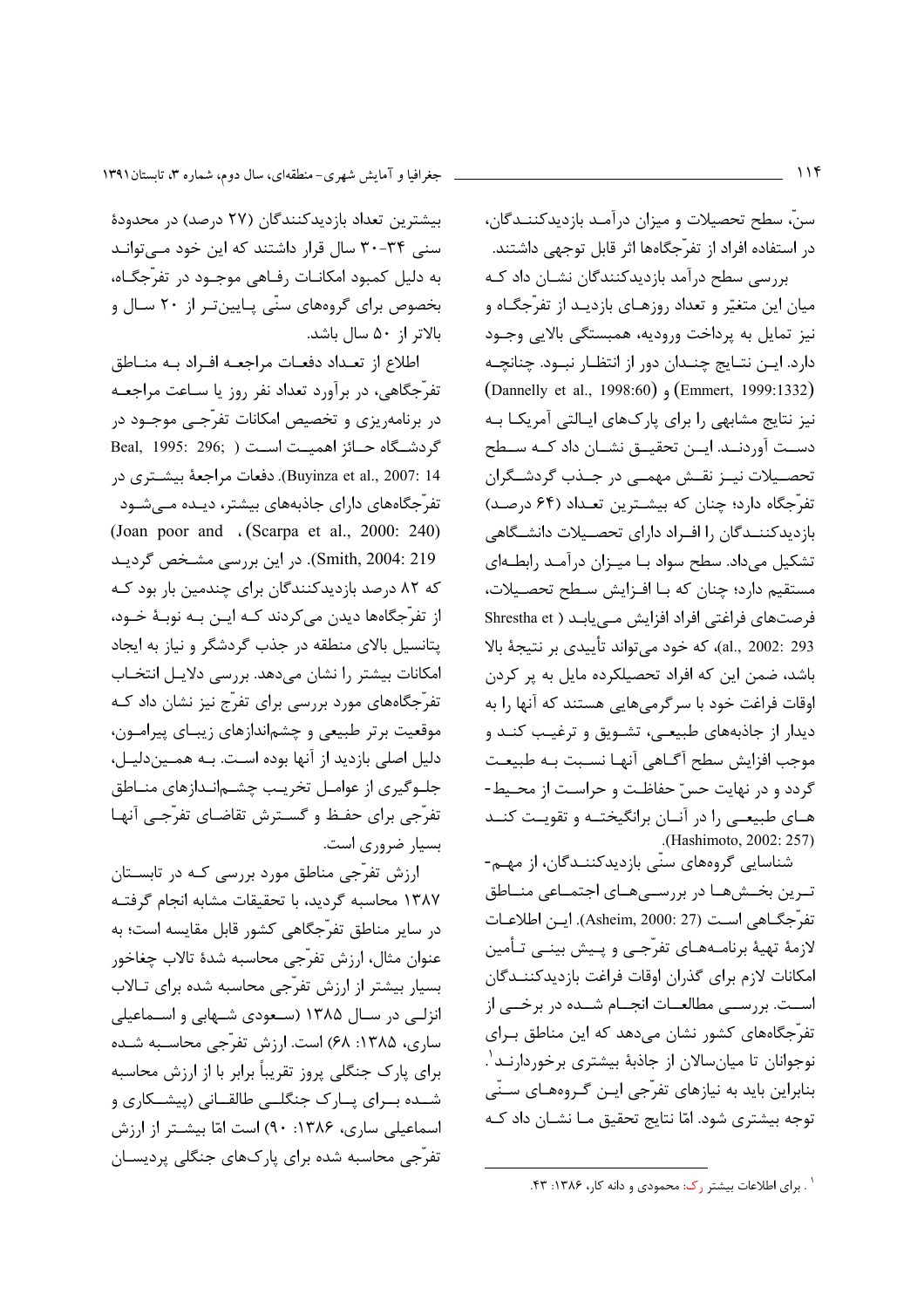سنّ، سطح تحصیلات و میزان درآمـد بازدیدکننـدگان، در استفاده افراد از تفرّجگاه‌ها اثر قابل توجهی داشتند.

بررسی سطح درآمد بازدیدکنندگان نشـان داد کـه میان این متغیّر و تعداد روزهـای بازدیـد از تفرّجگـاه و نیز تمایل به پرداخت ورودیه، همبستگی بالایی وجـود دارد. ایـن نتـایج چنـدان دور از انتظـار نبـود. چنانچـه (Emmert, 1999:1332) و (Dannelly et al., 1998:60) نیز نتایج مشابهی را برای پارک‌های ایـالتی آمریکـا بـه دسـت آوردنـد. ایـن تحقیـق نشـان داد کـه سـطح تحصـیلات نیـز نقـش مهمـی در جـذب گردشـگران تفرّجگاه دارد؛ چنان که بیشـترین تعـداد (۶۴ درصـد) بازدیدکننـدگان را افـراد دارای تحصـیلات دانشـگاهی تشکیل می‌داد. سطح سواد بـا میـزان درآمـد رابطـه‌ای مستقیم دارد؛ چنان که بـا افـزایش سـطح تحصـیلات، فرصت‌های فراغتی افراد افزایش مـی‌یابـد ( Shrestha et al., 2002: 293)، که خود می‌تواند تأییدی بر نتیجهٔ بالا باشد، ضمن این که افراد تحصیلکرده مایل به پر کردن اوقات فراغت خود با سرگرمی‌هایی هستند که آنها را به دیدار از جاذبه‌های طبیعـی، تشـویق و ترغیـب کنـد و موجب افزایش سطح آگـاهی آنهـا نسـبت بـه طبیعـت گردد و در نهایت حسّ حفاظـت و حراسـت از محـیط‌هـای طبیعـی را در آنـان برانگیختـه و تقویـت کنـد (Hashimoto, 2002: 257).

شناسایی گروه‌های سنّی بازدیدکننـدگان، از مهـم‌تـرین بخـش‌هـا در بررسـی‌هـای اجتمـاعی منـاطق تفرّجگـاهی اسـت (Asheim, 2000: 27). ایـن اطلاعـات لازمهٔ تهیهٔ برنامـه‌هـای تفرّجـی و پـیش بینـی تـأمین امکانات لازم برای گذران اوقات فراغت بازدیدکننـدگان اسـت. بررسـی مطالعـات انجـام شـده در برخـی از تفرّجگاه‌های کشور نشان می‌دهد که این مناطق بـرای نوجوانان تا میان‌سالان از جاذبهٔ بیشتری برخوردارنـد[1]. بنابراین باید به نیازهای تفرّجی ایـن گـروه‌هـای سـنّی توجه بیشتری شود. امّا نتایج تحقیق مـا نشـان داد کـه بیشترین تعداد بازدیدکنندگان (۲۷ درصد) در محدودهٔ سنی ۳۴-۳۰ سال قرار داشتند که این خود مـی‌توانـد به دلیل کمبود امکانـات رفـاهی موجـود در تفرّجگـاه، بخصوص برای گروه‌های سنّی پـایین‌تـر از ۲۰ سـال و بالاتر از ۵۰ سال باشد.

اطلاع از تعـداد دفعـات مراجعـه افـراد بـه منـاطق تفرّجگاهی، در برآورد تعداد نفر روز یا سـاعت مراجعـه در برنامه‌ریزی و تخصیص امکانات تفرّجـی موجـود در گردشـگاه حـائز اهمیـت اسـت ( Beal, 1995: 296; Buyinza et al., 2007: 14). دفعات مراجعهٔ بیشـتری در تفرّجگاه‌های دارای جاذبه‌های بیشتر، دیـده مـی‌شـود (Scarpa et al., 2000: 240)، (Joan poor and Smith, 2004: 219). در این بررسی مشـخص گردیـد که ۸۲ درصد بازدیدکنندگان برای چندمین بار بود کـه از تفرّجگاه‌ها دیدن می‌کردند کـه ایـن بـه نوبـهٔ خـود، پتانسیل بالای منطقه در جذب گردشگر و نیاز به ایجاد امکانات بیشتر را نشان می‌دهد. بررسی دلایـل انتخـاب تفرّجگاه‌های مورد بررسی برای تفرّج نیز نشان داد کـه موقعیت برتر طبیعی و چشم‌اندازهای زیبـای پیرامـون، دلیل اصلی بازدید از آنها بوده اسـت. بـه همـین‌دلیـل، جلـوگیری از عوامـل تخریـب چشـم‌انـدازهای منـاطق تفرّجی برای حفـظ و گسـترش تقاضـای تفرّجـی آنهـا بسیار ضروری است.

ارزش تفرّجی مناطق مورد بررسی کـه در تابسـتان ۱۳۸۷ محاسبه گردید، با تحقیقات مشابه انجام گرفتـه در سایر مناطق تفرّجگاهی کشور قابل مقایسه است؛ به عنوان مثال، ارزش تفرّجی محاسبه شدهٔ تالاب چغاخور بسیار بیشتر از ارزش تفرّجی محاسبه شده برای تـالاب انزلـی در سـال ۱۳۸۵ (سـعودی شـهابی و اسـماعیلی ساری، ۱۳۸۵: ۶۸) است. ارزش تفرّجی محاسـبه شـده برای پارک جنگلی پروز تقریباً برابر با از ارزش محاسبه شـده بـرای پـارک جنگلـی طالقـانی (پیشـکاری و اسماعیلی ساری، ۱۳۸۶: ۹۰) است امّا بیشـتر از ارزش تفرّجی محاسبه شده برای پارک‌های جنگلی پردیسـان

[1]. برای اطلاعات بیشتر رک: محمودی و دانه کار، ۱۳۸۶: ۴۳.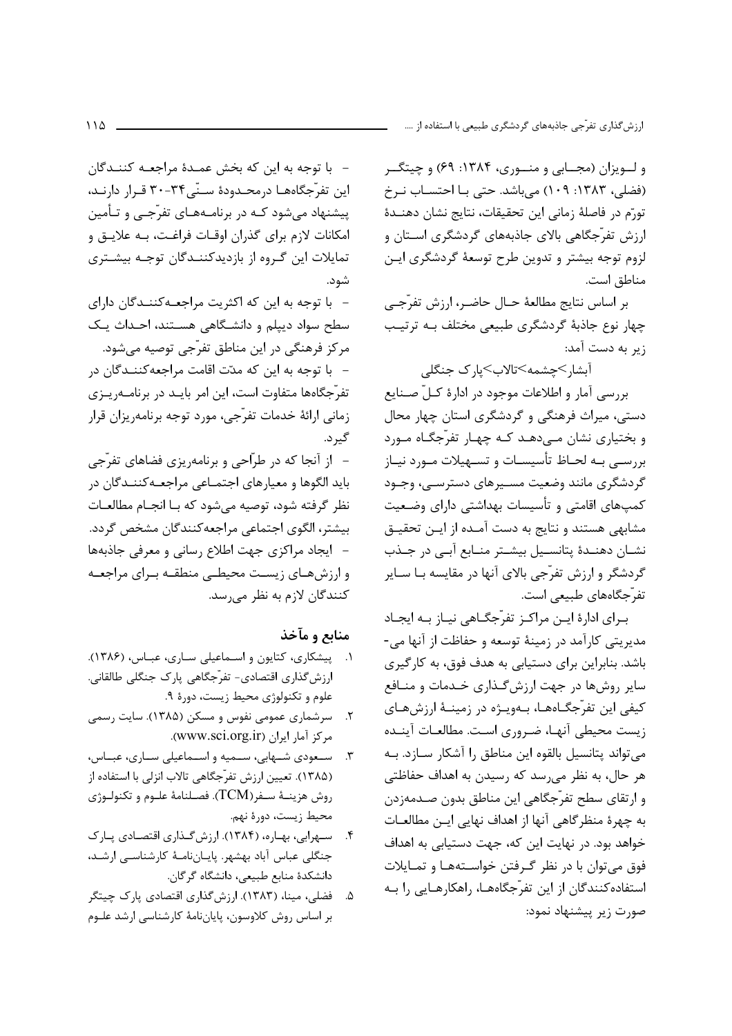و لــویزان (مجــابی و منــوری، ۱۳۸۴: ۶۹) و چیتگــر (فضلی، ۱۳۸۳: ۱۰۹) می‌باشد. حتی بـا احتسـاب نـرخ تورّم در فاصلهٔ زمانی این تحقیقات، نتایج نشان دهنـدهٔ ارزش تفرّجگاهی بالای جاذبه‌های گردشگری اسـتان و لزوم توجه بیشتر و تدوین طرح توسعهٔ گردشگری ایـن مناطق است.

بر اساس نتایج مطالعهٔ حـال حاضـر، ارزش تفرّجـی چهار نوع جاذبهٔ گردشگری طبیعی مختلف بـه ترتیـب زیر به دست آمد:

آبشار<چشمه<تالاب<پارک جنگلی

بررسی آمار و اطلاعات موجود در ادارهٔ کـلّ صـنایع دستی، میراث فرهنگی و گردشگری استان چهار محال و بختیاری نشان مـی‌دهـد کـه چهـار تفرّجگـاه مـورد بررسـی بـه لحـاظ تأسیسـات و تسـهیلات مـورد نیـاز گردشگری مانند وضعیت مسـیرهای دسترسـی، وجـود کمپ‌های اقامتی و تأسیسات بهداشتی دارای وضـعیت مشابهی هستند و نتایج به دست آمـده از ایـن تحقیـق نشـان دهنـدهٔ پتانسـیل بیشـتر منـابع آبـی در جـذب گردشگر و ارزش تفرّجی بالای آنها در مقایسه بـا سـایر تفرّجگاه‌های طبیعی است.

بـرای ادارهٔ ایـن مراکـز تفرّجگـاهی نیـاز بـه ایجـاد مدیریتی کارآمد در زمینهٔ توسعه و حفاظت از آنها می‌باشد. بنابراین برای دستیابی به هدف فوق، به کارگیری سایر روش‌ها در جهت ارزش‌گـذاری خـدمات و منـافع کیفی این تفرّجگـاه‌هـا، بـه‌ویـژه در زمینـهٔ ارزش‌هـای زیست محیطی آنهـا، ضـروری اسـت. مطالعـات آینـده می‌تواند پتانسیل بالقوه این مناطق را آشکار سـازد. بـه هر حال، به نظر می‌رسد که رسیدن به اهداف حفاظتی و ارتقای سطح تفرّجگاهی این مناطق بدون صـدمه‌زدن به چهرهٔ منظرگاهی آنها از اهداف نهایی ایـن مطالعـات خواهد بود. در نهایت این که، جهت دستیابی به اهداف فوق می‌توان با در نظر گـرفتن خواسـته‌هـا و تمـایلات استفاده‌کنندگان از این تفرّجگاه‌هـا، راهکارهـایی را بـه صورت زیر پیشنهاد نمود:

- با توجه به این که بخش عمـدهٔ مراجعـه کننـدگان این تفرّجگاه‌هـا درمحـدودهٔ سـنّی ۳۴-۳۰ قـرار دارنـد، پیشنهاد می‌شود کـه در برنامـه‌هـای تفرّجـی و تـأمین امکانات لازم برای گذران اوقـات فراغـت، بـه علایـق و تمایلات این گـروه از بازدیدکننـدگان توجـه بیشـتری شود.
- با توجه به این که اکثریت مراجعـه‌کننـدگان دارای سطح سواد دیپلم و دانشـگاهی هسـتند، احـداث یـک مرکز فرهنگی در این مناطق تفرّجی توصیه می‌شود.
- با توجه به این که مدّت اقامت مراجعه‌کننـدگان در تفرّجگاه‌ها متفاوت است، این امر بایـد در برنامـه‌ریـزی زمانی ارائهٔ خدمات تفرّجی، مورد توجه برنامه‌ریزان قرار گیرد.
- از آنجا که در طرّاحی و برنامه‌ریزی فضاهای تفرّجی باید الگوها و معیارهای اجتمـاعی مراجعـه‌کننـدگان در نظر گرفته شود، توصیه می‌شود که بـا انجـام مطالعـات بیشتر، الگوی اجتماعی مراجعه‌کنندگان مشخص گردد.
- ایجاد مراکزی جهت اطلاع رسانی و معرفی جاذبه‌ها و ارزش‌هـای زیسـت محیطـی منطقـه بـرای مراجعـه کنندگان لازم به نظر می‌رسد.

## منابع و مآخذ

۱. پیشکاری، کتایون و اسـماعیلی سـاری، عبـاس، (۱۳۸۶). ارزش‌گذاری اقتصادی- تفرّجگاهی پارک جنگلی طالقانی. علوم و تکنولوژی محیط زیست، دورهٔ ۹.
۲. سرشماری عمومی نفوس و مسکن (۱۳۸۵). سایت رسمی مرکز آمار ایران (www.sci.org.ir).
۳. سـعودی شـهابی، سـمیه و اسـماعیلی سـاری، عبـاس، (۱۳۸۵). تعیین ارزش تفرّجگاهی تالاب انزلی با استفاده از روش هزینـهٔ سـفر(TCM). فصلنامهٔ علـوم و تکنولـوژی محیط زیست، دورهٔ نهم.
۴. سـهرابی، بهـاره، (۱۳۸۴). ارزش‌گـذاری اقتصـادی پـارک جنگلی عباس آباد بهشهر. پایـان‌نامـهٔ کارشناسـی ارشـد، دانشکدهٔ منابع طبیعی، دانشگاه گرگان.
۵. فضلی، مینا، (۱۳۸۳). ارزش‌گذاری اقتصادی پارک چیتگر بر اساس روش کلاوسون، پایان‌نامهٔ کارشناسی ارشد علـوم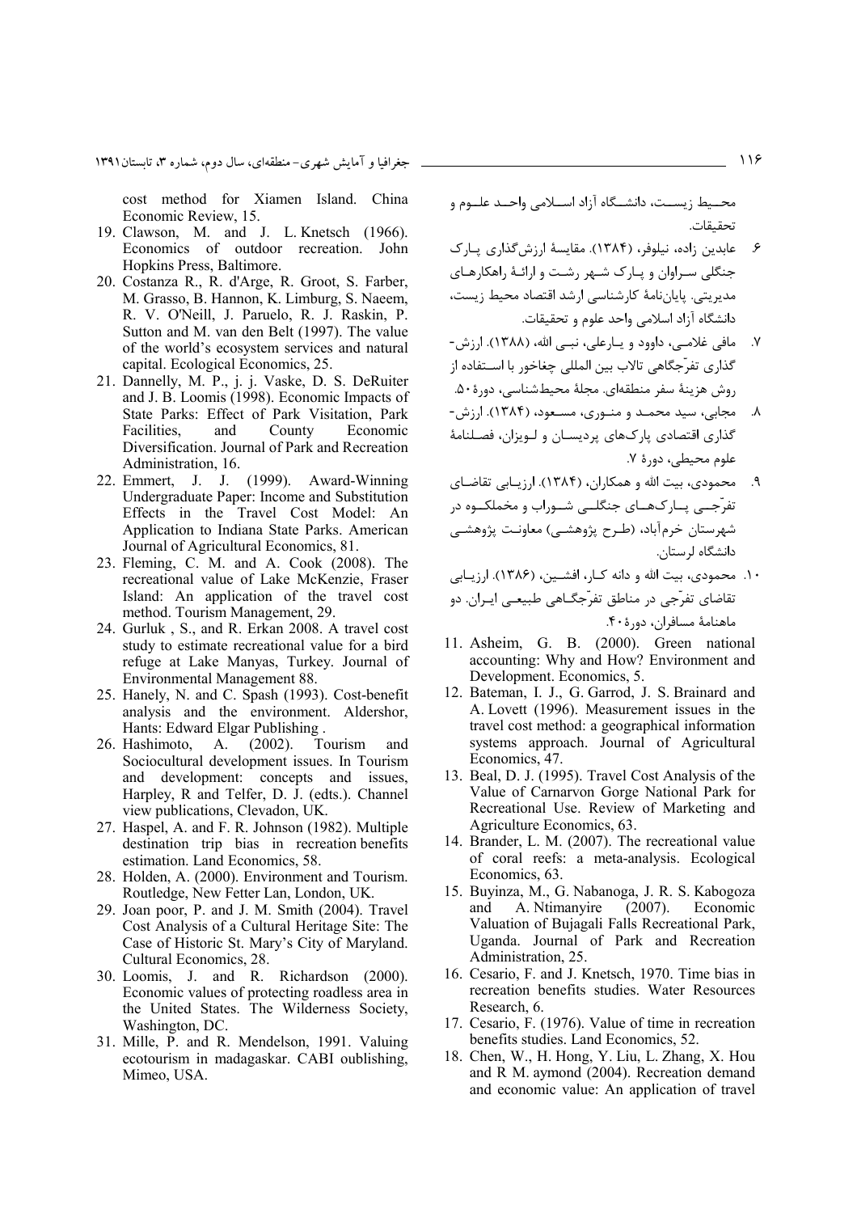محـیط زیسـت، دانشـگاه آزاد اسـلامی واحـد علـوم و تحقیقات.

۶. عابدین زاده، نیلوفر، (۱۳۸۴). مقایسهٔ ارزش‌گذاری پـارک جنگلی سـراوان و پـارک شـهر رشـت و ارائـهٔ راهکارهـای مدیریتی. پایان‌نامهٔ کارشناسی ارشد اقتصاد محیط زیست، دانشگاه آزاد اسلامی واحد علوم و تحقیقات.

۷. مافی غلامـی، داوود و یـارعلی، نبـی الله، (۱۳۸۸). ارزش‌-گذاری تفرّجگاهی تالاب بین المللی چغاخور با اسـتفاده از روش هزینهٔ سفر منطقه‌ای. مجلهٔ محیط‌شناسی، دورهٔ ۵۰.

۸. مجابی، سید محمـد و منـوری، مسـعود، (۱۳۸۴). ارزش-گذاری اقتصادی پارک‌های پردیسـان و لـویزان، فصـلنامهٔ علوم محیطی، دورهٔ ۷.

۹. محمودی، بیت الله و همکاران، (۱۳۸۴). ارزیـابی تقاضـای تفرّجـی پـارک‌هـای جنگلـی شـوراب و مخملکـوه در شهرستان خرم‌آباد، (طـرح پژوهشـی) معاونـت پژوهشـی دانشگاه لرستان.

۱۰. محمودی، بیت الله و دانه کـار، افشـین، (۱۳۸۶). ارزیـابی تقاضای تفرّجی در مناطق تفرّجگـاهی طبیعـی ایـران. دو ماهنامهٔ مسافران، دورهٔ ۴۰.

11. Asheim, G. B. (2000). Green national accounting: Why and How? Environment and Development. Economics, 5.
12. Bateman, I. J., G. Garrod, J. S. Brainard and A. Lovett (1996). Measurement issues in the travel cost method: a geographical information systems approach. Journal of Agricultural Economics, 47.
13. Beal, D. J. (1995). Travel Cost Analysis of the Value of Carnarvon Gorge National Park for Recreational Use. Review of Marketing and Agriculture Economics, 63.
14. Brander, L. M. (2007). The recreational value of coral reefs: a meta-analysis. Ecological Economics, 63.
15. Buyinza, M., G. Nabanoga, J. R. S. Kabogoza and A. Ntimanyire (2007). Economic Valuation of Bujagali Falls Recreational Park, Uganda. Journal of Park and Recreation Administration, 25.
16. Cesario, F. and J. Knetsch, 1970. Time bias in recreation benefits studies. Water Resources Research, 6.
17. Cesario, F. (1976). Value of time in recreation benefits studies. Land Economics, 52.
18. Chen, W., H. Hong, Y. Liu, L. Zhang, X. Hou and R M. aymond (2004). Recreation demand and economic value: An application of travel cost method for Xiamen Island. China Economic Review, 15.
19. Clawson, M. and J. L. Knetsch (1966). Economics of outdoor recreation. John Hopkins Press, Baltimore.
20. Costanza R., R. d'Arge, R. Groot, S. Farber, M. Grasso, B. Hannon, K. Limburg, S. Naeem, R. V. O'Neill, J. Paruelo, R. J. Raskin, P. Sutton and M. van den Belt (1997). The value of the world's ecosystem services and natural capital. Ecological Economics, 25.
21. Dannelly, M. P., j. j. Vaske, D. S. DeRuiter and J. B. Loomis (1998). Economic Impacts of State Parks: Effect of Park Visitation, Park Facilities, and County Economic Diversification. Journal of Park and Recreation Administration, 16.
22. Emmert, J. J. (1999). Award-Winning Undergraduate Paper: Income and Substitution Effects in the Travel Cost Model: An Application to Indiana State Parks. American Journal of Agricultural Economics, 81.
23. Fleming, C. M. and A. Cook (2008). The recreational value of Lake McKenzie, Fraser Island: An application of the travel cost method. Tourism Management, 29.
24. Gurluk , S., and R. Erkan 2008. A travel cost study to estimate recreational value for a bird refuge at Lake Manyas, Turkey. Journal of Environmental Management 88.
25. Hanely, N. and C. Spash (1993). Cost-benefit analysis and the environment. Aldershor, Hants: Edward Elgar Publishing .
26. Hashimoto, A. (2002). Tourism and Sociocultural development issues. In Tourism and development: concepts and issues, Harpley, R and Telfer, D. J. (edts.). Channel view publications, Clevadon, UK.
27. Haspel, A. and F. R. Johnson (1982). Multiple destination trip bias in recreation benefits estimation. Land Economics, 58.
28. Holden, A. (2000). Environment and Tourism. Routledge, New Fetter Lan, London, UK.
29. Joan poor, P. and J. M. Smith (2004). Travel Cost Analysis of a Cultural Heritage Site: The Case of Historic St. Mary's City of Maryland. Cultural Economics, 28.
30. Loomis, J. and R. Richardson (2000). Economic values of protecting roadless area in the United States. The Wilderness Society, Washington, DC.
31. Mille, P. and R. Mendelson, 1991. Valuing ecotourism in madagaskar. CABI oublishing, Mimeo, USA.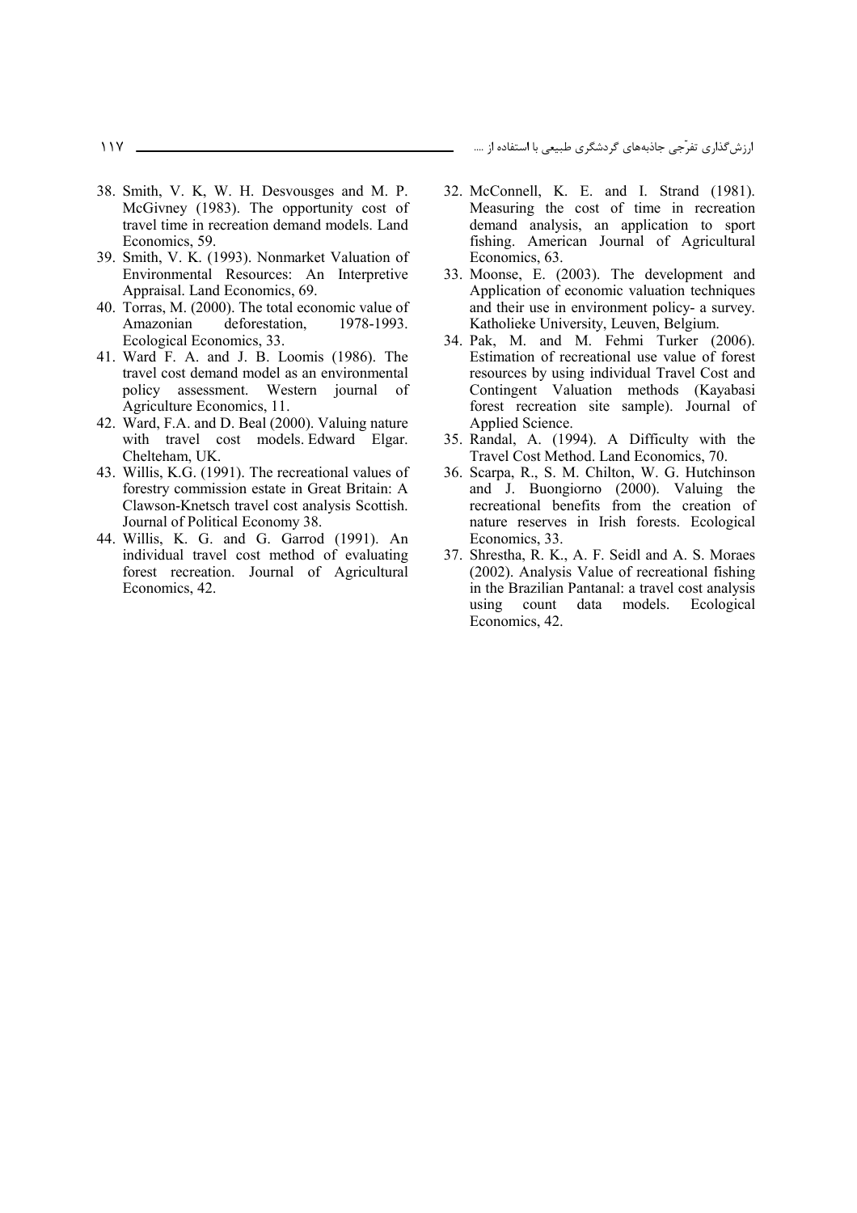32. McConnell, K. E. and I. Strand (1981). Measuring the cost of time in recreation demand analysis, an application to sport fishing. American Journal of Agricultural Economics, 63.
33. Moonse, E. (2003). The development and Application of economic valuation techniques and their use in environment policy- a survey. Katholieke University, Leuven, Belgium.
34. Pak, M. and M. Fehmi Turker (2006). Estimation of recreational use value of forest resources by using individual Travel Cost and Contingent Valuation methods (Kayabasi forest recreation site sample). Journal of Applied Science.
35. Randal, A. (1994). A Difficulty with the Travel Cost Method. Land Economics, 70.
36. Scarpa, R., S. M. Chilton, W. G. Hutchinson and J. Buongiorno (2000). Valuing the recreational benefits from the creation of nature reserves in Irish forests. Ecological Economics, 33.
37. Shrestha, R. K., A. F. Seidl and A. S. Moraes (2002). Analysis Value of recreational fishing in the Brazilian Pantanal: a travel cost analysis using count data models. Ecological Economics, 42.
38. Smith, V. K, W. H. Desvousges and M. P. McGivney (1983). The opportunity cost of travel time in recreation demand models. Land Economics, 59.
39. Smith, V. K. (1993). Nonmarket Valuation of Environmental Resources: An Interpretive Appraisal. Land Economics, 69.
40. Torras, M. (2000). The total economic value of Amazonian deforestation, 1978-1993. Ecological Economics, 33.
41. Ward F. A. and J. B. Loomis (1986). The travel cost demand model as an environmental policy assessment. Western journal of Agriculture Economics, 11.
42. Ward, F.A. and D. Beal (2000). Valuing nature with travel cost models. Edward Elgar. Chelteham, UK.
43. Willis, K.G. (1991). The recreational values of forestry commission estate in Great Britain: A Clawson-Knetsch travel cost analysis Scottish. Journal of Political Economy 38.
44. Willis, K. G. and G. Garrod (1991). An individual travel cost method of evaluating forest recreation. Journal of Agricultural Economics, 42.